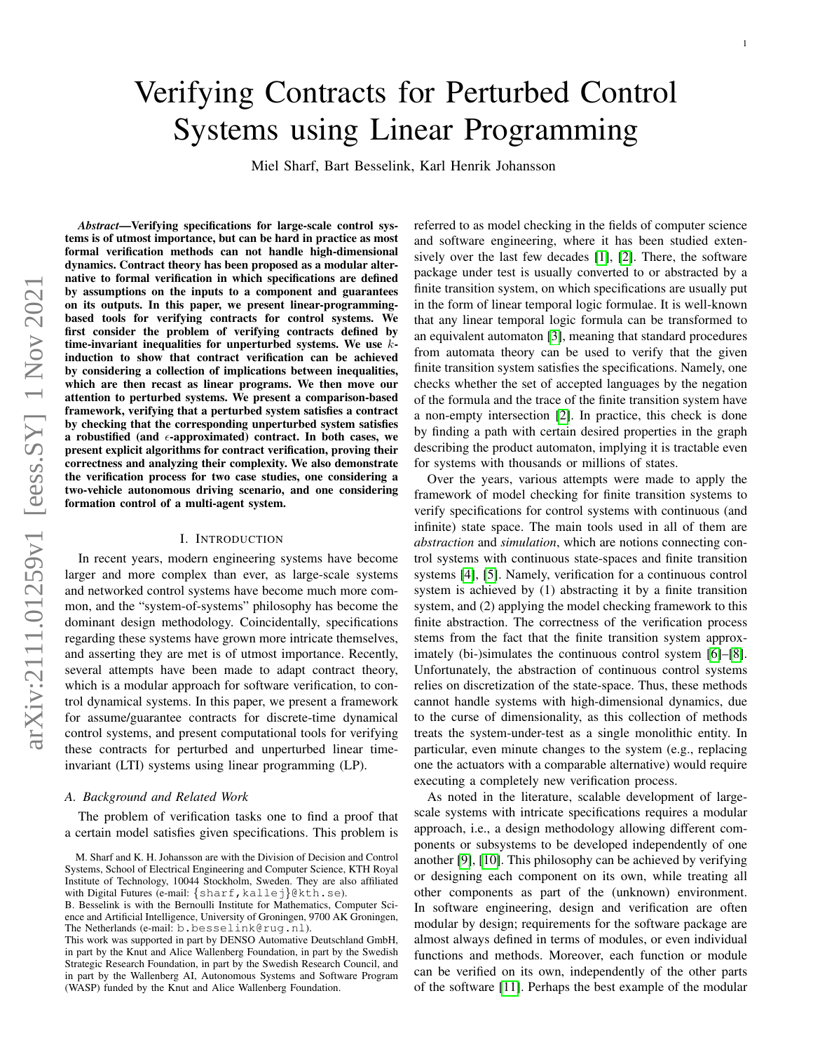# Verifying Contracts for Perturbed Control Systems using Linear Programming

Miel Sharf, Bart Besselink, Karl Henrik Johansson

***Abstract*—Verifying specifications for large-scale control systems is of utmost importance, but can be hard in practice as most formal verification methods can not handle high-dimensional dynamics. Contract theory has been proposed as a modular alternative to formal verification in which specifications are defined by assumptions on the inputs to a component and guarantees on its outputs. In this paper, we present linear-programming-based tools for verifying contracts for control systems. We first consider the problem of verifying contracts defined by time-invariant inequalities for unperturbed systems. We use $k$-induction to show that contract verification can be achieved by considering a collection of implications between inequalities, which are then recast as linear programs. We then move our attention to perturbed systems. We present a comparison-based framework, verifying that a perturbed system satisfies a contract by checking that the corresponding unperturbed system satisfies a robustified (and $\epsilon$-approximated) contract. In both cases, we present explicit algorithms for contract verification, proving their correctness and analyzing their complexity. We also demonstrate the verification process for two case studies, one considering a two-vehicle autonomous driving scenario, and one considering formation control of a multi-agent system.**

## I. Introduction

In recent years, modern engineering systems have become larger and more complex than ever, as large-scale systems and networked control systems have become much more common, and the "system-of-systems" philosophy has become the dominant design methodology. Coincidentally, specifications regarding these systems have grown more intricate themselves, and asserting they are met is of utmost importance. Recently, several attempts have been made to adapt contract theory, which is a modular approach for software verification, to control dynamical systems. In this paper, we present a framework for assume/guarantee contracts for discrete-time dynamical control systems, and present computational tools for verifying these contracts for perturbed and unperturbed linear time-invariant (LTI) systems using linear programming (LP).

### A. Background and Related Work

The problem of verification tasks one to find a proof that a certain model satisfies given specifications. This problem is referred to as model checking in the fields of computer science and software engineering, where it has been studied extensively over the last few decades [1], [2]. There, the software package under test is usually converted to or abstracted by a finite transition system, on which specifications are usually put in the form of linear temporal logic formulae. It is well-known that any linear temporal logic formula can be transformed to an equivalent automaton [3], meaning that standard procedures from automata theory can be used to verify that the given finite transition system satisfies the specifications. Namely, one checks whether the set of accepted languages by the negation of the formula and the trace of the finite transition system have a non-empty intersection [2]. In practice, this check is done by finding a path with certain desired properties in the graph describing the product automaton, implying it is tractable even for systems with thousands or millions of states.

Over the years, various attempts were made to apply the framework of model checking for finite transition systems to verify specifications for control systems with continuous (and infinite) state space. The main tools used in all of them are *abstraction* and *simulation*, which are notions connecting control systems with continuous state-spaces and finite transition systems [4], [5]. Namely, verification for a continuous control system is achieved by (1) abstracting it by a finite transition system, and (2) applying the model checking framework to this finite abstraction. The correctness of the verification process stems from the fact that the finite transition system approximately (bi-)simulates the continuous control system [6]–[8]. Unfortunately, the abstraction of continuous control systems relies on discretization of the state-space. Thus, these methods cannot handle systems with high-dimensional dynamics, due to the curse of dimensionality, as this collection of methods treats the system-under-test as a single monolithic entity. In particular, even minute changes to the system (e.g., replacing one the actuators with a comparable alternative) would require executing a completely new verification process.

As noted in the literature, scalable development of large-scale systems with intricate specifications requires a modular approach, i.e., a design methodology allowing different components or subsystems to be developed independently of one another [9], [10]. This philosophy can be achieved by verifying or designing each component on its own, while treating all other components as part of the (unknown) environment. In software engineering, design and verification are often modular by design; requirements for the software package are almost always defined in terms of modules, or even individual functions and methods. Moreover, each function or module can be verified on its own, independently of the other parts of the software [11]. Perhaps the best example of the modular

M. Sharf and K. H. Johansson are with the Division of Decision and Control Systems, School of Electrical Engineering and Computer Science, KTH Royal Institute of Technology, 10044 Stockholm, Sweden. They are also affiliated with Digital Futures (e-mail: {sharf,kallej}@kth.se).

B. Besselink is with the Bernoulli Institute for Mathematics, Computer Science and Artificial Intelligence, University of Groningen, 9700 AK Groningen, The Netherlands (e-mail: b.besselink@rug.nl).

This work was supported in part by DENSO Automative Deutschland GmbH, in part by the Knut and Alice Wallenberg Foundation, in part by the Swedish Strategic Research Foundation, in part by the Swedish Research Council, and in part by the Wallenberg AI, Autonomous Systems and Software Program (WASP) funded by the Knut and Alice Wallenberg Foundation.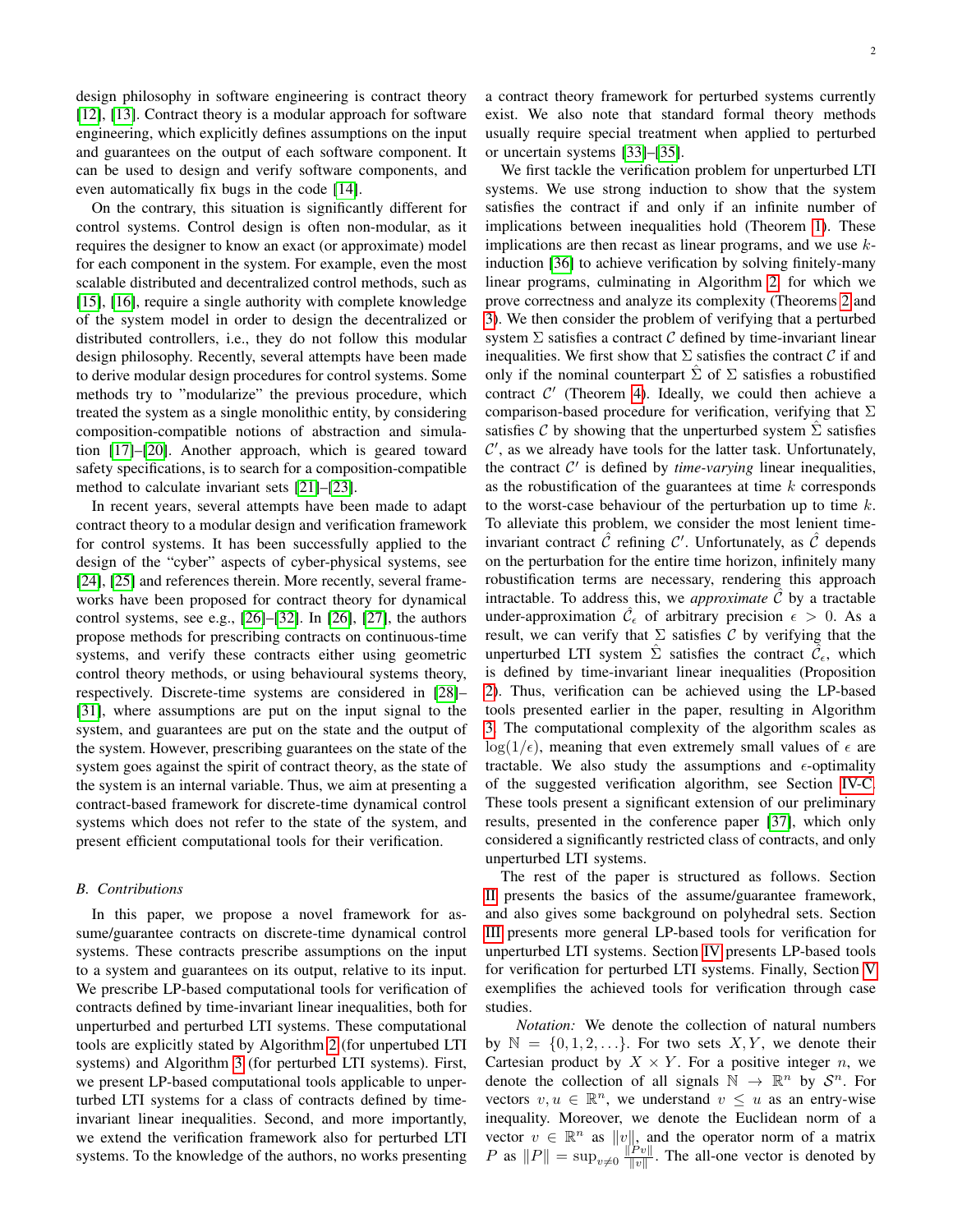design philosophy in software engineering is contract theory [12], [13]. Contract theory is a modular approach for software engineering, which explicitly defines assumptions on the input and guarantees on the output of each software component. It can be used to design and verify software components, and even automatically fix bugs in the code [14].

On the contrary, this situation is significantly different for control systems. Control design is often non-modular, as it requires the designer to know an exact (or approximate) model for each component in the system. For example, even the most scalable distributed and decentralized control methods, such as [15], [16], require a single authority with complete knowledge of the system model in order to design the decentralized or distributed controllers, i.e., they do not follow this modular design philosophy. Recently, several attempts have been made to derive modular design procedures for control systems. Some methods try to "modularize" the previous procedure, which treated the system as a single monolithic entity, by considering composition-compatible notions of abstraction and simulation [17]–[20]. Another approach, which is geared toward safety specifications, is to search for a composition-compatible method to calculate invariant sets [21]–[23].

In recent years, several attempts have been made to adapt contract theory to a modular design and verification framework for control systems. It has been successfully applied to the design of the "cyber" aspects of cyber-physical systems, see [24], [25] and references therein. More recently, several frameworks have been proposed for contract theory for dynamical control systems, see e.g., [26]–[32]. In [26], [27], the authors propose methods for prescribing contracts on continuous-time systems, and verify these contracts either using geometric control theory methods, or using behavioural systems theory, respectively. Discrete-time systems are considered in [28]–[31], where assumptions are put on the input signal to the system, and guarantees are put on the state and the output of the system. However, prescribing guarantees on the state of the system goes against the spirit of contract theory, as the state of the system is an internal variable. Thus, we aim at presenting a contract-based framework for discrete-time dynamical control systems which does not refer to the state of the system, and present efficient computational tools for their verification.

### B. Contributions

In this paper, we propose a novel framework for assume/guarantee contracts on discrete-time dynamical control systems. These contracts prescribe assumptions on the input to a system and guarantees on its output, relative to its input. We prescribe LP-based computational tools for verification of contracts defined by time-invariant linear inequalities, both for unperturbed and perturbed LTI systems. These computational tools are explicitly stated by Algorithm 2 (for unpertubed LTI systems) and Algorithm 3 (for perturbed LTI systems). First, we present LP-based computational tools applicable to unperturbed LTI systems for a class of contracts defined by time-invariant linear inequalities. Second, and more importantly, we extend the verification framework also for perturbed LTI systems. To the knowledge of the authors, no works presenting a contract theory framework for perturbed systems currently exist. We also note that standard formal theory methods usually require special treatment when applied to perturbed or uncertain systems [33]–[35].

We first tackle the verification problem for unperturbed LTI systems. We use strong induction to show that the system satisfies the contract if and only if an infinite number of implications between inequalities hold (Theorem 1). These implications are then recast as linear programs, and we use $k$-induction [36] to achieve verification by solving finitely-many linear programs, culminating in Algorithm 2, for which we prove correctness and analyze its complexity (Theorems 2 and 3). We then consider the problem of verifying that a perturbed system $\Sigma$ satisfies a contract $\mathcal{C}$ defined by time-invariant linear inequalities. We first show that $\Sigma$ satisfies the contract $\mathcal{C}$ if and only if the nominal counterpart $\hat{\Sigma}$ of $\Sigma$ satisfies a robustified contract $\mathcal{C}'$ (Theorem 4). Ideally, we could then achieve a comparison-based procedure for verification, verifying that $\Sigma$ satisfies $\mathcal{C}$ by showing that the unperturbed system $\hat{\Sigma}$ satisfies $\mathcal{C}'$, as we already have tools for the latter task. Unfortunately, the contract $\mathcal{C}'$ is defined by *time-varying* linear inequalities, as the robustification of the guarantees at time $k$ corresponds to the worst-case behaviour of the perturbation up to time $k$. To alleviate this problem, we consider the most lenient time-invariant contract $\hat{\mathcal{C}}$ refining $\mathcal{C}'$. Unfortunately, as $\hat{\mathcal{C}}$ depends on the perturbation for the entire time horizon, infinitely many robustification terms are necessary, rendering this approach intractable. To address this, we *approximate* $\hat{\mathcal{C}}$ by a tractable under-approximation $\hat{\mathcal{C}}_\epsilon$ of arbitrary precision $\epsilon > 0$. As a result, we can verify that $\Sigma$ satisfies $\mathcal{C}$ by verifying that the unperturbed LTI system $\hat{\Sigma}$ satisfies the contract $\hat{\mathcal{C}}_\epsilon$, which is defined by time-invariant linear inequalities (Proposition 2). Thus, verification can be achieved using the LP-based tools presented earlier in the paper, resulting in Algorithm 3. The computational complexity of the algorithm scales as $\log(1/\epsilon)$, meaning that even extremely small values of $\epsilon$ are tractable. We also study the assumptions and $\epsilon$-optimality of the suggested verification algorithm, see Section IV-C. These tools present a significant extension of our preliminary results, presented in the conference paper [37], which only considered a significantly restricted class of contracts, and only unperturbed LTI systems.

The rest of the paper is structured as follows. Section II presents the basics of the assume/guarantee framework, and also gives some background on polyhedral sets. Section III presents more general LP-based tools for verification for unperturbed LTI systems. Section IV presents LP-based tools for verification for perturbed LTI systems. Finally, Section V exemplifies the achieved tools for verification through case studies.

*Notation:* We denote the collection of natural numbers by $\mathbb{N} = \{0, 1, 2, \ldots\}$. For two sets $X, Y$, we denote their Cartesian product by $X \times Y$. For a positive integer $n$, we denote the collection of all signals $\mathbb{N} \to \mathbb{R}^n$ by $\mathcal{S}^n$. For vectors $v, u \in \mathbb{R}^n$, we understand $v \leq u$ as an entry-wise inequality. Moreover, we denote the Euclidean norm of a vector $v \in \mathbb{R}^n$ as $\|v\|$, and the operator norm of a matrix $P$ as $\|P\| = \sup_{v \neq 0} \frac{\|Pv\|}{\|v\|}$. The all-one vector is denoted by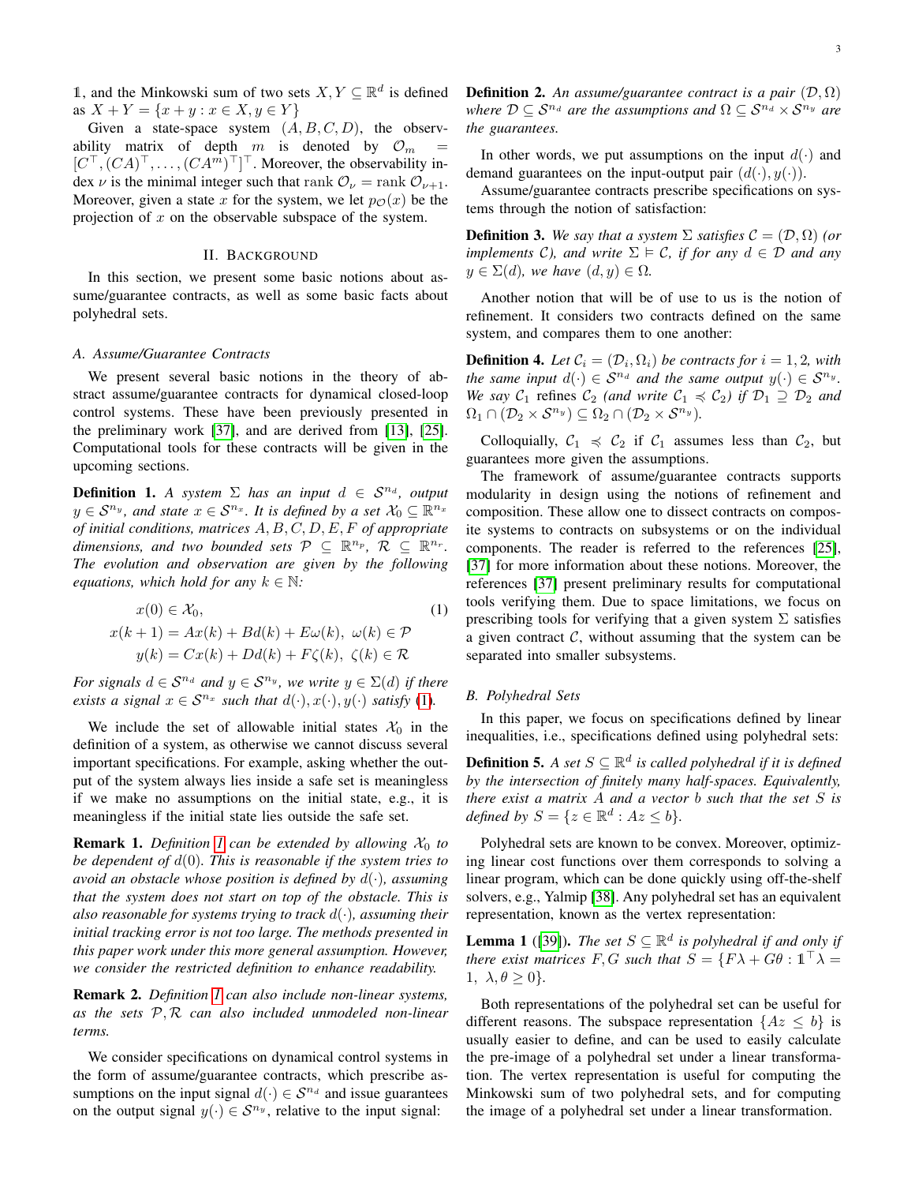$\mathbb{1}$, and the Minkowski sum of two sets $X, Y \subseteq \mathbb{R}^d$ is defined as $X + Y = \{x + y : x \in X, y \in Y\}$

Given a state-space system $(A, B, C, D)$, the observability matrix of depth $m$ is denoted by $\mathcal{O}_m = [C^\top, (CA)^\top, \ldots, (CA^m)^\top]^\top$. Moreover, the observability index $\nu$ is the minimal integer such that $\operatorname{rank} \mathcal{O}_\nu = \operatorname{rank} \mathcal{O}_{\nu+1}$. Moreover, given a state $x$ for the system, we let $p_{\mathcal{O}}(x)$ be the projection of $x$ on the observable subspace of the system.

## II. Background

In this section, we present some basic notions about assume/guarantee contracts, as well as some basic facts about polyhedral sets.

### A. Assume/Guarantee Contracts

We present several basic notions in the theory of abstract assume/guarantee contracts for dynamical closed-loop control systems. These have been previously presented in the preliminary work [37], and are derived from [13], [25]. Computational tools for these contracts will be given in the upcoming sections.

**Definition 1.** *A system $\Sigma$ has an input $d \in \mathcal{S}^{n_d}$, output $y \in \mathcal{S}^{n_y}$, and state $x \in \mathcal{S}^{n_x}$. It is defined by a set $\mathcal{X}_0 \subseteq \mathbb{R}^{n_x}$ of initial conditions, matrices $A, B, C, D, E, F$ of appropriate dimensions, and two bounded sets $\mathcal{P} \subseteq \mathbb{R}^{n_p}$, $\mathcal{R} \subseteq \mathbb{R}^{n_r}$. The evolution and observation are given by the following equations, which hold for any $k \in \mathbb{N}$:*

$$
\begin{aligned}
x(0) &\in \mathcal{X}_0, \\
x(k+1) &= Ax(k) + Bd(k) + E\omega(k),\ \omega(k) \in \mathcal{P} \\
y(k) &= Cx(k) + Dd(k) + F\zeta(k),\ \zeta(k) \in \mathcal{R}
\end{aligned}
\tag{1}
$$

*For signals $d \in \mathcal{S}^{n_d}$ and $y \in \mathcal{S}^{n_y}$, we write $y \in \Sigma(d)$ if there exists a signal $x \in \mathcal{S}^{n_x}$ such that $d(\cdot), x(\cdot), y(\cdot)$ satisfy (1).*

We include the set of allowable initial states $\mathcal{X}_0$ in the definition of a system, as otherwise we cannot discuss several important specifications. For example, asking whether the output of the system always lies inside a safe set is meaningless if we make no assumptions on the initial state, e.g., it is meaningless if the initial state lies outside the safe set.

**Remark 1.** *Definition 1 can be extended by allowing $\mathcal{X}_0$ to be dependent of $d(0)$. This is reasonable if the system tries to avoid an obstacle whose position is defined by $d(\cdot)$, assuming that the system does not start on top of the obstacle. This is also reasonable for systems trying to track $d(\cdot)$, assuming their initial tracking error is not too large. The methods presented in this paper work under this more general assumption. However, we consider the restricted definition to enhance readability.*

**Remark 2.** *Definition 1 can also include non-linear systems, as the sets $\mathcal{P}, \mathcal{R}$ can also included unmodeled non-linear terms.*

We consider specifications on dynamical control systems in the form of assume/guarantee contracts, which prescribe assumptions on the input signal $d(\cdot) \in \mathcal{S}^{n_d}$ and issue guarantees on the output signal $y(\cdot) \in \mathcal{S}^{n_y}$, relative to the input signal:

**Definition 2.** *An assume/guarantee contract is a pair $(\mathcal{D}, \Omega)$ where $\mathcal{D} \subseteq \mathcal{S}^{n_d}$ are the assumptions and $\Omega \subseteq \mathcal{S}^{n_d} \times \mathcal{S}^{n_y}$ are the guarantees.*

In other words, we put assumptions on the input $d(\cdot)$ and demand guarantees on the input-output pair $(d(\cdot), y(\cdot))$.

Assume/guarantee contracts prescribe specifications on systems through the notion of satisfaction:

**Definition 3.** *We say that a system $\Sigma$ satisfies $\mathcal{C} = (\mathcal{D}, \Omega)$ (or implements $\mathcal{C}$), and write $\Sigma \vDash \mathcal{C}$, if for any $d \in \mathcal{D}$ and any $y \in \Sigma(d)$, we have $(d, y) \in \Omega$.*

Another notion that will be of use to us is the notion of refinement. It considers two contracts defined on the same system, and compares them to one another:

**Definition 4.** *Let $\mathcal{C}_i = (\mathcal{D}_i, \Omega_i)$ be contracts for $i = 1, 2$, with the same input $d(\cdot) \in \mathcal{S}^{n_d}$ and the same output $y(\cdot) \in \mathcal{S}^{n_y}$. We say $\mathcal{C}_1$ refines $\mathcal{C}_2$ (and write $\mathcal{C}_1 \preccurlyeq \mathcal{C}_2$) if $\mathcal{D}_1 \supseteq \mathcal{D}_2$ and $\Omega_1 \cap (\mathcal{D}_2 \times \mathcal{S}^{n_y}) \subseteq \Omega_2 \cap (\mathcal{D}_2 \times \mathcal{S}^{n_y})$.*

Colloquially, $\mathcal{C}_1 \preccurlyeq \mathcal{C}_2$ if $\mathcal{C}_1$ assumes less than $\mathcal{C}_2$, but guarantees more given the assumptions.

The framework of assume/guarantee contracts supports modularity in design using the notions of refinement and composition. These allow one to dissect contracts on composite systems to contracts on subsystems or on the individual components. The reader is referred to the references [25], [37] for more information about these notions. Moreover, the references [37] present preliminary results for computational tools verifying them. Due to space limitations, we focus on prescribing tools for verifying that a given system $\Sigma$ satisfies a given contract $\mathcal{C}$, without assuming that the system can be separated into smaller subsystems.

### B. Polyhedral Sets

In this paper, we focus on specifications defined by linear inequalities, i.e., specifications defined using polyhedral sets:

**Definition 5.** *A set $S \subseteq \mathbb{R}^d$ is called polyhedral if it is defined by the intersection of finitely many half-spaces. Equivalently, there exist a matrix $A$ and a vector $b$ such that the set $S$ is defined by $S = \{z \in \mathbb{R}^d : Az \le b\}$.*

Polyhedral sets are known to be convex. Moreover, optimizing linear cost functions over them corresponds to solving a linear program, which can be done quickly using off-the-shelf solvers, e.g., Yalmip [38]. Any polyhedral set has an equivalent representation, known as the vertex representation:

**Lemma 1** ([39]). *The set $S \subseteq \mathbb{R}^d$ is polyhedral if and only if there exist matrices $F, G$ such that $S = \{F\lambda + G\theta : \mathbb{1}^\top \lambda = 1,\ \lambda, \theta \ge 0\}$.*

Both representations of the polyhedral set can be useful for different reasons. The subspace representation $\{Az \le b\}$ is usually easier to define, and can be used to easily calculate the pre-image of a polyhedral set under a linear transformation. The vertex representation is useful for computing the Minkowski sum of two polyhedral sets, and for computing the image of a polyhedral set under a linear transformation.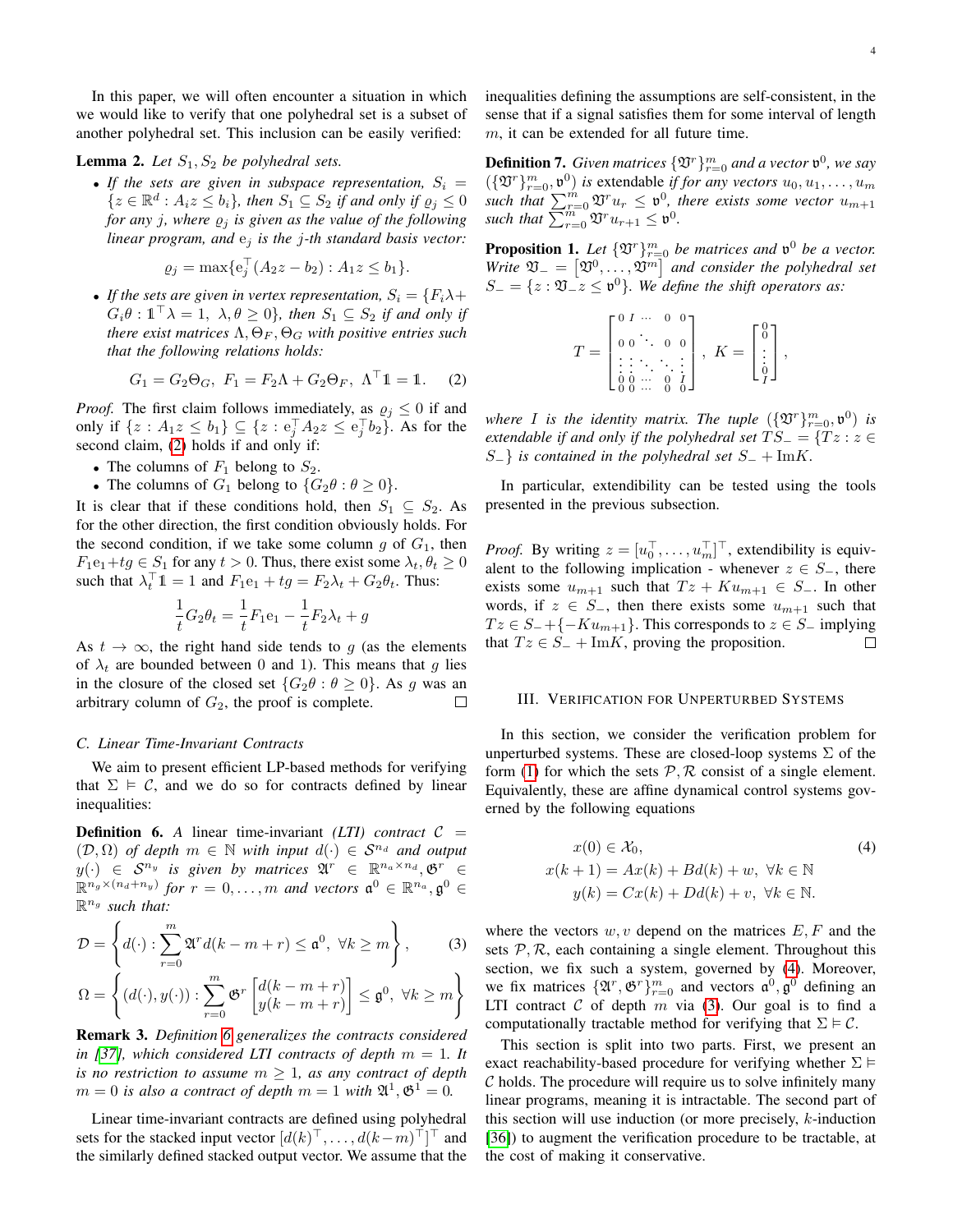In this paper, we will often encounter a situation in which we would like to verify that one polyhedral set is a subset of another polyhedral set. This inclusion can be easily verified:

**Lemma 2.** *Let $S_1, S_2$ be polyhedral sets.*

- *If the sets are given in subspace representation, $S_i = \{z \in \mathbb{R}^d : A_i z \leq b_i\}$, then $S_1 \subseteq S_2$ if and only if $\varrho_j \leq 0$ for any $j$, where $\varrho_j$ is given as the value of the following linear program, and $\mathrm{e}_j$ is the $j$-th standard basis vector:*

$$\varrho_j = \max\{\mathrm{e}_j^\top (A_2 z - b_2) : A_1 z \leq b_1\}.$$

- *If the sets are given in vertex representation, $S_i = \{F_i \lambda + G_i \theta : \mathbb{1}^\top \lambda = 1,\ \lambda, \theta \geq 0\}$, then $S_1 \subseteq S_2$ if and only if there exist matrices $\Lambda, \Theta_F, \Theta_G$ with positive entries such that the following relations holds:*

$$G_1 = G_2 \Theta_G,\ F_1 = F_2 \Lambda + G_2 \Theta_F,\ \Lambda^\top \mathbb{1} = \mathbb{1}. \tag{2}$$

*Proof.* The first claim follows immediately, as $\varrho_j \leq 0$ if and only if $\{z : A_1 z \leq b_1\} \subseteq \{z : \mathrm{e}_j^\top A_2 z \leq \mathrm{e}_j^\top b_2\}$. As for the second claim, (2) holds if and only if:

- The columns of $F_1$ belong to $S_2$.
- The columns of $F_1$ belong to $\{G_2 \theta : \theta \geq 0\}$.

It is clear that if these conditions hold, then $S_1 \subseteq S_2$. As for the other direction, the first condition obviously holds. For the second condition, if we take some column $g$ of $G_1$, then $F_1 \mathrm{e}_1 + tg \in S_1$ for any $t > 0$. Thus, there exist some $\lambda_t, \theta_t \geq 0$ such that $\lambda_t^\top \mathbb{1} = 1$ and $F_1 \mathrm{e}_1 + tg = F_2 \lambda_t + G_2 \theta_t$. Thus:

$$\frac{1}{t} G_2 \theta_t = \frac{1}{t} F_1 \mathrm{e}_1 - \frac{1}{t} F_2 \lambda_t + g$$

As $t \to \infty$, the right hand side tends to $g$ (as the elements of $\lambda_t$ are bounded between 0 and 1). This means that $g$ lies in the closure of the closed set $\{G_2 \theta : \theta \geq 0\}$. As $g$ was an arbitrary column of $G_2$, the proof is complete. □

### C. Linear Time-Invariant Contracts

We aim to present efficient LP-based methods for verifying that $\Sigma \vDash \mathcal{C}$, and we do so for contracts defined by linear inequalities:

**Definition 6.** *A* linear time-invariant *(LTI) contract $\mathcal{C} = (\mathcal{D}, \Omega)$ of depth $m \in \mathbb{N}$ with input $d(\cdot) \in \mathcal{S}^{n_d}$ and output $y(\cdot) \in \mathcal{S}^{n_y}$ is given by matrices $\mathfrak{A}^r \in \mathbb{R}^{n_a \times n_d}, \mathfrak{G}^r \in \mathbb{R}^{n_g \times (n_d + n_y)}$ for $r = 0, \ldots, m$ and vectors $\mathfrak{a}^0 \in \mathbb{R}^{n_a}, \mathfrak{g}^0 \in \mathbb{R}^{n_g}$ such that:*

$$\mathcal{D} = \left\{ d(\cdot) : \sum_{r=0}^{m} \mathfrak{A}^r d(k - m + r) \leq \mathfrak{a}^0,\ \forall k \geq m \right\}, \tag{3}$$

$$\Omega = \left\{ (d(\cdot), y(\cdot)) : \sum_{r=0}^{m} \mathfrak{G}^r \begin{bmatrix} d(k-m+r) \\ y(k-m+r) \end{bmatrix} \leq \mathfrak{g}^0,\ \forall k \geq m \right\}$$

**Remark 3.** *Definition 6 generalizes the contracts considered in [37], which considered LTI contracts of depth $m = 1$. It is no restriction to assume $m \geq 1$, as any contract of depth $m = 0$ is also a contract of depth $m = 1$ with $\mathfrak{A}^1, \mathfrak{G}^1 = 0$.*

Linear time-invariant contracts are defined using polyhedral sets for the stacked input vector $[d(k)^\top, \ldots, d(k-m)^\top]^\top$ and the similarly defined stacked output vector. We assume that the inequalities defining the assumptions are self-consistent, in the sense that if a signal satisfies them for some interval of length $m$, it can be extended for all future time.

**Definition 7.** *Given matrices $\{\mathfrak{V}^r\}_{r=0}^m$ and a vector $\mathfrak{v}^0$, we say $(\{\mathfrak{V}^r\}_{r=0}^m, \mathfrak{v}^0)$ is extendable if for any vectors $u_0, u_1, \ldots, u_m$ such that $\sum_{r=0}^m \mathfrak{V}^r u_r \leq \mathfrak{v}^0$, there exists some vector $u_{m+1}$ such that $\sum_{r=0}^m \mathfrak{V}^r u_{r+1} \leq \mathfrak{v}^0$.*

**Proposition 1.** *Let $\{\mathfrak{V}^r\}_{r=0}^m$ be matrices and $\mathfrak{v}^0$ be a vector. Write $\mathfrak{V}_- = \begin{bmatrix}\mathfrak{V}^0, \ldots, \mathfrak{V}^m\end{bmatrix}$ and consider the polyhedral set $S_- = \{z : \mathfrak{V}_- z \leq \mathfrak{v}^0\}$. We define the shift operators as:*

$$T = \begin{bmatrix} 0 & I & \cdots & 0 & 0 \\ 0 & 0 & \ddots & 0 & 0 \\ \vdots & \vdots & \ddots & \ddots & \vdots \\ 0 & 0 & \cdots & 0 & I \\ 0 & 0 & \cdots & 0 & 0 \end{bmatrix},\ K = \begin{bmatrix} 0 \\ 0 \\ \vdots \\ 0 \\ I \end{bmatrix},$$

*where $I$ is the identity matrix. The tuple $(\{\mathfrak{V}^r\}_{r=0}^m, \mathfrak{v}^0)$ is extendable if and only if the polyhedral set $TS_- = \{Tz : z \in S_-\}$ is contained in the polyhedral set $S_- + \mathrm{Im}K$.*

In particular, extendibility can be tested using the tools presented in the previous subsection.

*Proof.* By writing $z = [u_0^\top, \ldots, u_m^\top]^\top$, extendibility is equivalent to the following implication - whenever $z \in S_-$, there exists some $u_{m+1}$ such that $Tz + Ku_{m+1} \in S_-$. In other words, if $z \in S_-$, then there exists some $u_{m+1}$ such that $Tz \in S_- + \{-Ku_{m+1}\}$. This corresponds to $z \in S_-$ implying that $Tz \in S_- + \mathrm{Im}K$, proving the proposition. □

## III. Verification for Unperturbed Systems

In this section, we consider the verification problem for unperturbed systems. These are closed-loop systems $\Sigma$ of the form (1) for which the sets $\mathcal{P}, \mathcal{R}$ consist of a single element. Equivalently, these are affine dynamical control systems governed by the following equations

$$\begin{aligned} x(0) &\in \mathcal{X}_0, \\ x(k+1) &= Ax(k) + Bd(k) + w,\ \forall k \in \mathbb{N} \\ y(k) &= Cx(k) + Dd(k) + v,\ \forall k \in \mathbb{N}. \end{aligned} \tag{4}$$

where the vectors $w, v$ depend on the matrices $E, F$ and the sets $\mathcal{P}, \mathcal{R}$, each containing a single element. Throughout this section, we fix such a system, governed by (4). Moreover, we fix matrices $\{\mathfrak{A}^r, \mathfrak{G}^r\}_{r=0}^m$ and vectors $\mathfrak{a}^0, \mathfrak{g}^0$ defining an LTI contract $\mathcal{C}$ of depth $m$ via (3). Our goal is to find a computationally tractable method for verifying that $\Sigma \vDash \mathcal{C}$.

This section is split into two parts. First, we present an exact reachability-based procedure for verifying whether $\Sigma \vDash \mathcal{C}$ holds. The procedure will require us to solve infinitely many linear programs, meaning it is intractable. The second part of this section will use induction (or more precisely, $k$-induction [36]) to augment the verification procedure to be tractable, at the cost of making it conservative.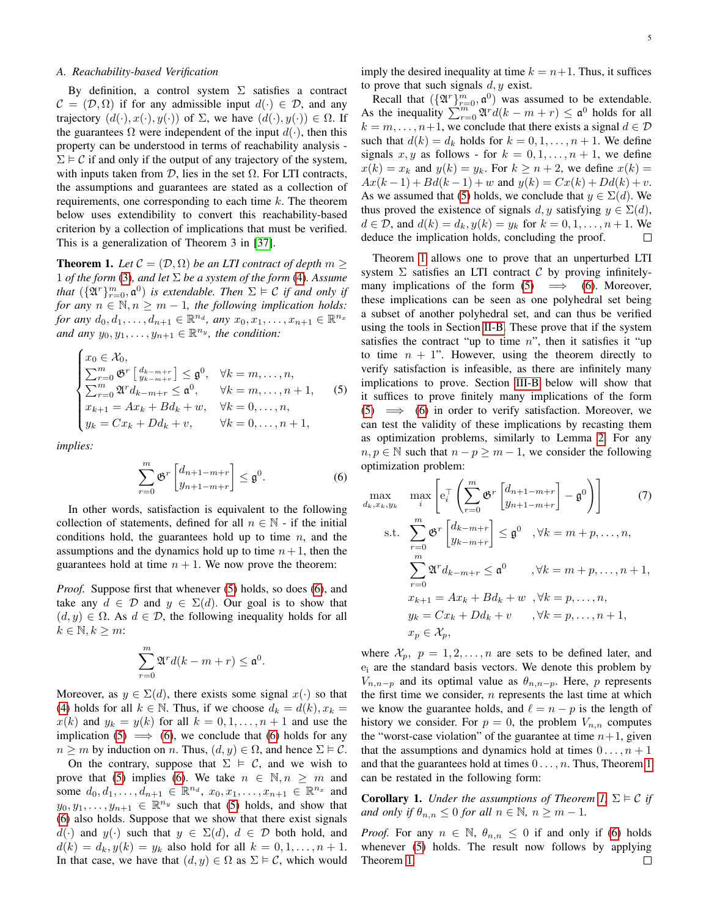### A. Reachability-based Verification

By definition, a control system $\Sigma$ satisfies a contract $\mathcal{C} = (\mathcal{D}, \Omega)$ if for any admissible input $d(\cdot) \in \mathcal{D}$, and any trajectory $(d(\cdot), x(\cdot), y(\cdot))$ of $\Sigma$, we have $(d(\cdot), y(\cdot)) \in \Omega$. If the guarantees $\Omega$ were independent of the input $d(\cdot)$, then this property can be understood in terms of reachability analysis - $\Sigma \vDash \mathcal{C}$ if and only if the output of any trajectory of the system, with inputs taken from $\mathcal{D}$, lies in the set $\Omega$. For LTI contracts, the assumptions and guarantees are stated as a collection of requirements, one corresponding to each time $k$. The theorem below uses extendibility to convert this reachability-based criterion by a collection of implications that must be verified. This is a generalization of Theorem 3 in [37].

**Theorem 1.** *Let $\mathcal{C} = (\mathcal{D}, \Omega)$ be an LTI contract of depth $m \geq 1$ of the form (3), and let $\Sigma$ be a system of the form (4). Assume that $(\{\mathfrak{A}^r\}_{r=0}^m, \mathfrak{a}^0)$ is extendable. Then $\Sigma \vDash \mathcal{C}$ if and only if for any $n \in \mathbb{N}, n \geq m-1$, the following implication holds: for any $d_0, d_1, \ldots, d_{n+1} \in \mathbb{R}^{n_d}$, any $x_0, x_1, \ldots, x_{n+1} \in \mathbb{R}^{n_x}$ and any $y_0, y_1, \ldots, y_{n+1} \in \mathbb{R}^{n_y}$, the condition:*

$$
\begin{cases}
x_0 \in \mathcal{X}_0, & \\
\sum_{r=0}^m \mathfrak{G}^r \left[\begin{smallmatrix} d_{k-m+r} \\ y_{k-m+r} \end{smallmatrix}\right] \leq \mathfrak{g}^0, & \forall k = m, \ldots, n, \\
\sum_{r=0}^m \mathfrak{A}^r d_{k-m+r} \leq \mathfrak{a}^0, & \forall k = m, \ldots, n+1, \\
x_{k+1} = Ax_k + Bd_k + w, & \forall k = 0, \ldots, n, \\
y_k = Cx_k + Dd_k + v, & \forall k = 0, \ldots, n+1,
\end{cases}
\tag{5}
$$

*implies:*

$$
\sum_{r=0}^m \mathfrak{G}^r \begin{bmatrix} d_{n+1-m+r} \\ y_{n+1-m+r} \end{bmatrix} \leq \mathfrak{g}^0. \tag{6}
$$

In other words, satisfaction is equivalent to the following collection of statements, defined for all $n \in \mathbb{N}$ - if the initial conditions hold, the guarantees hold up to time $n$, and the assumptions and the dynamics hold up to time $n+1$, then the guarantees hold at time $n+1$. We now prove the theorem:

*Proof.* Suppose first that whenever (5) holds, so does (6), and take any $d \in \mathcal{D}$ and $y \in \Sigma(d)$. Our goal is to show that $(d, y) \in \Omega$. As $d \in \mathcal{D}$, the following inequality holds for all $k \in \mathbb{N}, k \geq m$:

$$
\sum_{r=0}^m \mathfrak{A}^r d(k-m+r) \leq \mathfrak{a}^0.
$$

Moreover, as $y \in \Sigma(d)$, there exists some signal $x(\cdot)$ so that (4) holds for all $k \in \mathbb{N}$. Thus, if we choose $d_k = d(k), x_k = x(k)$ and $y_k = y(k)$ for all $k = 0, 1, \ldots, n+1$ and use the implication (5) $\implies$ (6), we conclude that (6) holds for any $n \geq m$ by induction on $n$. Thus, $(d, y) \in \Omega$, and hence $\Sigma \vDash \mathcal{C}$.

On the contrary, suppose that $\Sigma \vDash \mathcal{C}$, and we wish to prove that (5) implies (6). We take $n \in \mathbb{N}, n \geq m$ and some $d_0, d_1, \ldots, d_{n+1} \in \mathbb{R}^{n_d}$, $x_0, x_1, \ldots, x_{n+1} \in \mathbb{R}^{n_x}$ and $y_0, y_1, \ldots, y_{n+1} \in \mathbb{R}^{n_y}$ such that (5) holds, and show that (6) also holds. Suppose that we show that there exist signals $d(\cdot)$ and $y(\cdot)$ such that $y \in \Sigma(d)$, $d \in \mathcal{D}$ both hold, and $d(k) = d_k, y(k) = y_k$ also hold for all $k = 0, 1, \ldots, n+1$. In that case, we have that $(d, y) \in \Omega$ as $\Sigma \vDash \mathcal{C}$, which would imply the desired inequality at time $k = n+1$. Thus, it suffices to prove that such signals $d, y$ exist.

Recall that $(\{\mathfrak{A}^r\}_{r=0}^m, \mathfrak{a}^0)$ was assumed to be extendable. As the inequality $\sum_{r=0}^m \mathfrak{A}^r d(k-m+r) \leq \mathfrak{a}^0$ holds for all $k = m, \ldots, n+1$, we conclude that there exists a signal $d \in \mathcal{D}$ such that $d(k) = d_k$ holds for $k = 0, 1, \ldots, n+1$. We define signals $x, y$ as follows - for $k = 0, 1, \ldots, n+1$, we define $x(k) = x_k$ and $y(k) = y_k$. For $k \geq n+2$, we define $x(k) = Ax(k-1) + Bd(k-1) + w$ and $y(k) = Cx(k) + Dd(k) + v$. As we assumed that (5) holds, we conclude that $y \in \Sigma(d)$. We thus proved the existence of signals $d, y$ satisfying $y \in \Sigma(d)$, $d \in \mathcal{D}$, and $d(k) = d_k, y(k) = y_k$ for $k = 0, 1, \ldots, n+1$. We deduce the implication holds, concluding the proof. $\square$

Theorem 1 allows one to prove that an unperturbed LTI system $\Sigma$ satisfies an LTI contract $\mathcal{C}$ by proving infinitely-many implications of the form (5) $\implies$ (6). Moreover, these implications can be seen as one polyhedral set being a subset of another polyhedral set, and can thus be verified using the tools in Section II-B. These prove that if the system satisfies the contract "up to time $n$", then it satisfies it "up to time $n+1$". However, using the theorem directly to verify satisfaction is infeasible, as there are infinitely many implications to prove. Section III-B below will show that it suffices to prove finitely many implications of the form (5) $\implies$ (6) in order to verify satisfaction. Moreover, we can test the validity of these implications by recasting them as optimization problems, similarly to Lemma 2. For any $n, p \in \mathbb{N}$ such that $n - p \geq m - 1$, we consider the following optimization problem:

$$
\begin{aligned}
\max_{d_k, x_k, y_k} \quad & \max_i \left[ \mathrm{e}_i^\top \left( \sum_{r=0}^m \mathfrak{G}^r \begin{bmatrix} d_{n+1-m+r} \\ y_{n+1-m+r} \end{bmatrix} - \mathfrak{g}^0 \right) \right] \\
\text{s.t.} \quad & \sum_{r=0}^m \mathfrak{G}^r \begin{bmatrix} d_{k-m+r} \\ y_{k-m+r} \end{bmatrix} \leq \mathfrak{g}^0 \quad, \forall k = m+p, \ldots, n, \\
& \sum_{r=0}^m \mathfrak{A}^r d_{k-m+r} \leq \mathfrak{a}^0 \quad, \forall k = m+p, \ldots, n+1, \\
& x_{k+1} = Ax_k + Bd_k + w \quad, \forall k = p, \ldots, n, \\
& y_k = Cx_k + Dd_k + v \quad, \forall k = p, \ldots, n+1, \\
& x_p \in \mathcal{X}_p,
\end{aligned}
\tag{7}
$$

where $\mathcal{X}_p$, $p = 1, 2, \ldots, n$ are sets to be defined later, and $\mathrm{e}_i$ are the standard basis vectors. We denote this problem by $V_{n,n-p}$ and its optimal value as $\theta_{n,n-p}$. Here, $p$ represents the first time we consider, $n$ represents the last time at which we know the guarantee holds, and $\ell = n - p$ is the length of history we consider. For $p = 0$, the problem $V_{n,n}$ computes the "worst-case violation" of the guarantee at time $n+1$, given that the assumptions and dynamics hold at times $0 \ldots, n+1$ and that the guarantees hold at times $0 \ldots, n$. Thus, Theorem 1 can be restated in the following form:

**Corollary 1.** *Under the assumptions of Theorem 1, $\Sigma \vDash \mathcal{C}$ if and only if $\theta_{n,n} \leq 0$ for all $n \in \mathbb{N}$, $n \geq m-1$.*

*Proof.* For any $n \in \mathbb{N}$, $\theta_{n,n} \leq 0$ if and only if (6) holds whenever (5) holds. The result now follows by applying Theorem 1. $\square$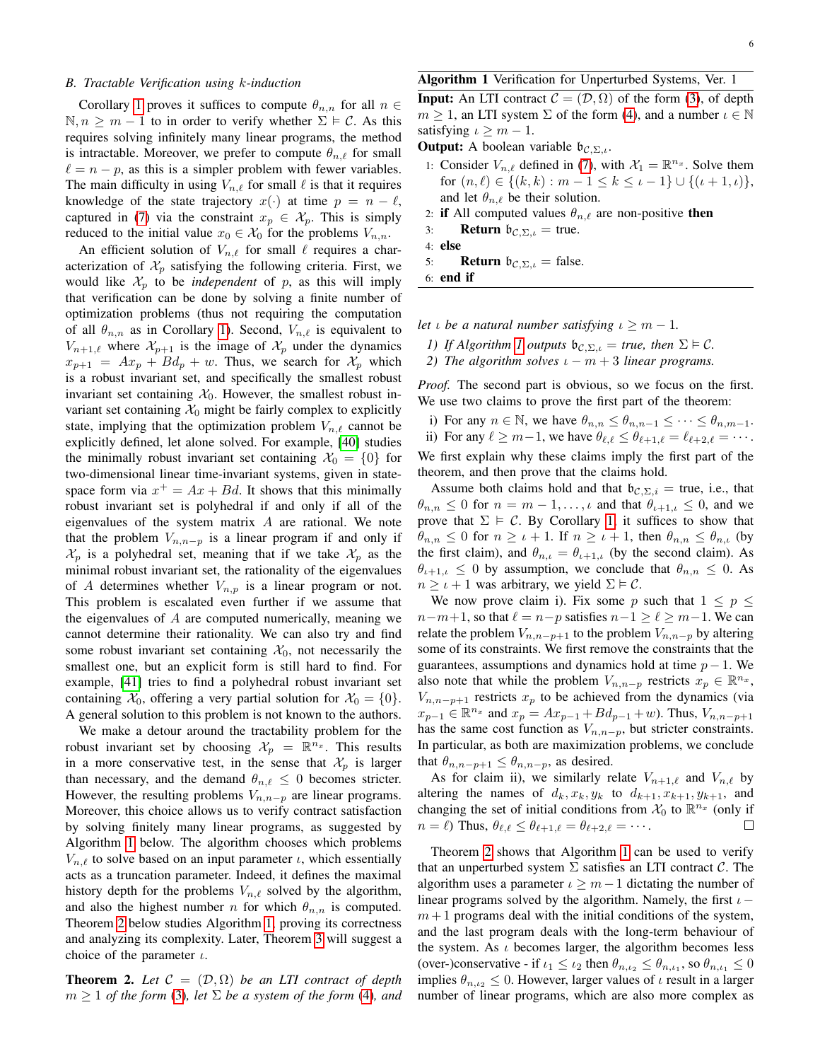### B. Tractable Verification using $k$-induction

Corollary 1 proves it suffices to compute $\theta_{n,n}$ for all $n \in \mathbb{N}, n \geq m-1$ to in order to verify whether $\Sigma \vDash \mathcal{C}$. As this requires solving infinitely many linear programs, the method is intractable. Moreover, we prefer to compute $\theta_{n,\ell}$ for small $\ell = n-p$, as this is a simpler problem with fewer variables. The main difficulty in using $V_{n,\ell}$ for small $\ell$ is that it requires knowledge of the state trajectory $x(\cdot)$ at time $p = n-\ell$, captured in (7) via the constraint $x_p \in \mathcal{X}_p$. This is simply reduced to the initial value $x_0 \in \mathcal{X}_0$ for the problems $V_{n,n}$.

An efficient solution of $V_{n,\ell}$ for small $\ell$ requires a characterization of $\mathcal{X}_p$ satisfying the following criteria. First, we would like $\mathcal{X}_p$ to be *independent* of $p$, as this will imply that verification can be done by solving a finite number of optimization problems (thus not requiring the computation of all $\theta_{n,n}$ as in Corollary 1). Second, $V_{n,\ell}$ is equivalent to $V_{n+1,\ell}$ where $\mathcal{X}_{p+1}$ is the image of $\mathcal{X}_p$ under the dynamics $x_{p+1} = Ax_p + Bd_p + w$. Thus, we search for $\mathcal{X}_p$ which is a robust invariant set, and specifically the smallest robust invariant set containing $\mathcal{X}_0$. However, the smallest robust invariant set containing $\mathcal{X}_0$ might be fairly complex to explicitly state, implying that the optimization problem $V_{n,\ell}$ cannot be explicitly defined, let alone solved. For example, [40] studies the minimally robust invariant set containing $\mathcal{X}_0 = \{0\}$ for two-dimensional linear time-invariant systems, given in state-space form via $x^+ = Ax + Bd$. It shows that this minimally robust invariant set is polyhedral if and only if all of the eigenvalues of the system matrix $A$ are rational. We note that the problem $V_{n,n-p}$ is a linear program if and only if $\mathcal{X}_p$ is a polyhedral set, meaning that if we take $\mathcal{X}_p$ as the minimal robust invariant set, the rationality of the eigenvalues of $A$ determines whether $V_{n,p}$ is a linear program or not. This problem is escalated even further if we assume that the eigenvalues of $A$ are computed numerically, meaning we cannot determine their rationality. We can also try and find some robust invariant set containing $\mathcal{X}_0$, not necessarily the smallest one, but an explicit form is still hard to find. For example, [41] tries to find a polyhedral robust invariant set containing $\mathcal{X}_0$, offering a very partial solution for $\mathcal{X}_0 = \{0\}$. A general solution to this problem is not known to the authors.

We make a detour around the tractability problem for the robust invariant set by choosing $\mathcal{X}_p = \mathbb{R}^{n_x}$. This results in a more conservative test, in the sense that $\mathcal{X}_p$ is larger than necessary, and the demand $\theta_{n,\ell} \leq 0$ becomes stricter. However, the resulting problems $V_{n,n-p}$ are linear programs. Moreover, this choice allows us to verify contract satisfaction by solving finitely many linear programs, as suggested by Algorithm 1 below. The algorithm chooses which problems $V_{n,\ell}$ to solve based on an input parameter $\iota$, which essentially acts as a truncation parameter. Indeed, it defines the maximal history depth for the problems $V_{n,\ell}$ solved by the algorithm, and also the highest number $n$ for which $\theta_{n,n}$ is computed. Theorem 2 below studies Algorithm 1, proving its correctness and analyzing its complexity. Later, Theorem 3 will suggest a choice of the parameter $\iota$.

**Algorithm 1** Verification for Unperturbed Systems, Ver. 1

**Input:** An LTI contract $\mathcal{C} = (\mathcal{D}, \Omega)$ of the form (3), of depth $m \geq 1$, an LTI system $\Sigma$ of the form (4), and a number $\iota \in \mathbb{N}$ satisfying $\iota \geq m-1$.

**Output:** A boolean variable $\mathfrak{b}_{\mathcal{C},\Sigma,\iota}$.

1: Consider $V_{n,\ell}$ defined in (7), with $\mathcal{X}_1 = \mathbb{R}^{n_x}$. Solve them for $(n,\ell) \in \{(k,k) : m-1 \leq k \leq \iota - 1\} \cup \{(\iota+1, \iota)\}$, and let $\theta_{n,\ell}$ be their solution.
2: **if** All computed values $\theta_{n,\ell}$ are non-positive **then**
3: &nbsp;&nbsp;&nbsp;&nbsp;**Return** $\mathfrak{b}_{\mathcal{C},\Sigma,\iota} = $ true.
4: **else**
5: &nbsp;&nbsp;&nbsp;&nbsp;**Return** $\mathfrak{b}_{\mathcal{C},\Sigma,\iota} = $ false.
6: **end if**

**Theorem 2.** *Let $\mathcal{C} = (\mathcal{D}, \Omega)$ be an LTI contract of depth $m \geq 1$ of the form (3), let $\Sigma$ be a system of the form (4), and let $\iota$ be a natural number satisfying $\iota \geq m-1$.*

1. *If Algorithm 1 outputs $\mathfrak{b}_{\mathcal{C},\Sigma,\iota} = $ true, then $\Sigma \vDash \mathcal{C}$.*
2. *The algorithm solves $\iota - m + 3$ linear programs.*

*Proof.* The second part is obvious, so we focus on the first. We use two claims to prove the first part of the theorem:

i) For any $n \in \mathbb{N}$, we have $\theta_{n,n} \leq \theta_{n,n-1} \leq \cdots \leq \theta_{n,m-1}$.
ii) For any $\ell \geq m-1$, we have $\theta_{\ell,\ell} \leq \theta_{\ell+1,\ell} = \ell_{\ell+2,\ell} = \cdots$.

We first explain why these claims imply the first part of the theorem, and then prove that the claims hold.

Assume both claims hold and that $\mathfrak{b}_{\mathcal{C},\Sigma,i} = $ true, i.e., that $\theta_{n,n} \leq 0$ for $n = m-1, \ldots, \iota$ and that $\theta_{\iota+1,\iota} \leq 0$, and we prove that $\Sigma \vDash \mathcal{C}$. By Corollary 1, it suffices to show that $\theta_{n,n} \leq 0$ for $n \geq \iota + 1$. If $n \geq \iota + 1$, then $\theta_{n,n} \leq \theta_{n,\iota}$ (by the first claim), and $\theta_{n,\iota} = \theta_{\iota+1,\iota}$ (by the second claim). As $\theta_{\iota+1,\iota} \leq 0$ by assumption, we conclude that $\theta_{n,n} \leq 0$. As $n \geq \iota+1$ was arbitrary, we yield $\Sigma \vDash \mathcal{C}$.

We now prove claim i). Fix some $p$ such that $1 \leq p \leq n-m+1$, so that $\ell = n-p$ satisfies $n-1 \geq \ell \geq m-1$. We can relate the problem $V_{n,n-p+1}$ to the problem $V_{n,n-p}$ by altering some of its constraints. We first remove the constraints that the guarantees, assumptions and dynamics hold at time $p-1$. We also note that while the problem $V_{n,n-p}$ restricts $x_p \in \mathbb{R}^{n_x}$, $V_{n,n-p+1}$ restricts $x_p$ to be achieved from the dynamics (via $x_{p-1} \in \mathbb{R}^{n_x}$ and $x_p = Ax_{p-1} + Bd_{p-1} + w$). Thus, $V_{n,n-p+1}$ has the same cost function as $V_{n,n-p}$, but stricter constraints. In particular, as both are maximization problems, we conclude that $\theta_{n,n-p+1} \leq \theta_{n,n-p}$, as desired.

As for claim ii), we similarly relate $V_{n+1,\ell}$ and $V_{n,\ell}$ by altering the names of $d_k, x_k, y_k$ to $d_{k+1}, x_{k+1}, y_{k+1}$, and changing the set of initial conditions from $\mathcal{X}_0$ to $\mathbb{R}^{n_x}$ (only if $n = \ell$) Thus, $\theta_{\ell,\ell} \leq \theta_{\ell+1,\ell} = \theta_{\ell+2,\ell} = \cdots$. ☐

Theorem 2 shows that Algorithm 1 can be used to verify that an unperturbed system $\Sigma$ satisfies an LTI contract $\mathcal{C}$. The algorithm uses a parameter $\iota \geq m-1$ dictating the number of linear programs solved by the algorithm. Namely, the first $\iota - m + 1$ programs deal with the initial conditions of the system, and the last program deals with the long-term behaviour of the system. As $\iota$ becomes larger, the algorithm becomes less (over-)conservative - if $\iota_1 \leq \iota_2$ then $\theta_{n,\iota_2} \leq \theta_{n,\iota_1}$, so $\theta_{n,\iota_1} \leq 0$ implies $\theta_{n,\iota_2} \leq 0$. However, larger values of $\iota$ result in a larger number of linear programs, which are also more complex as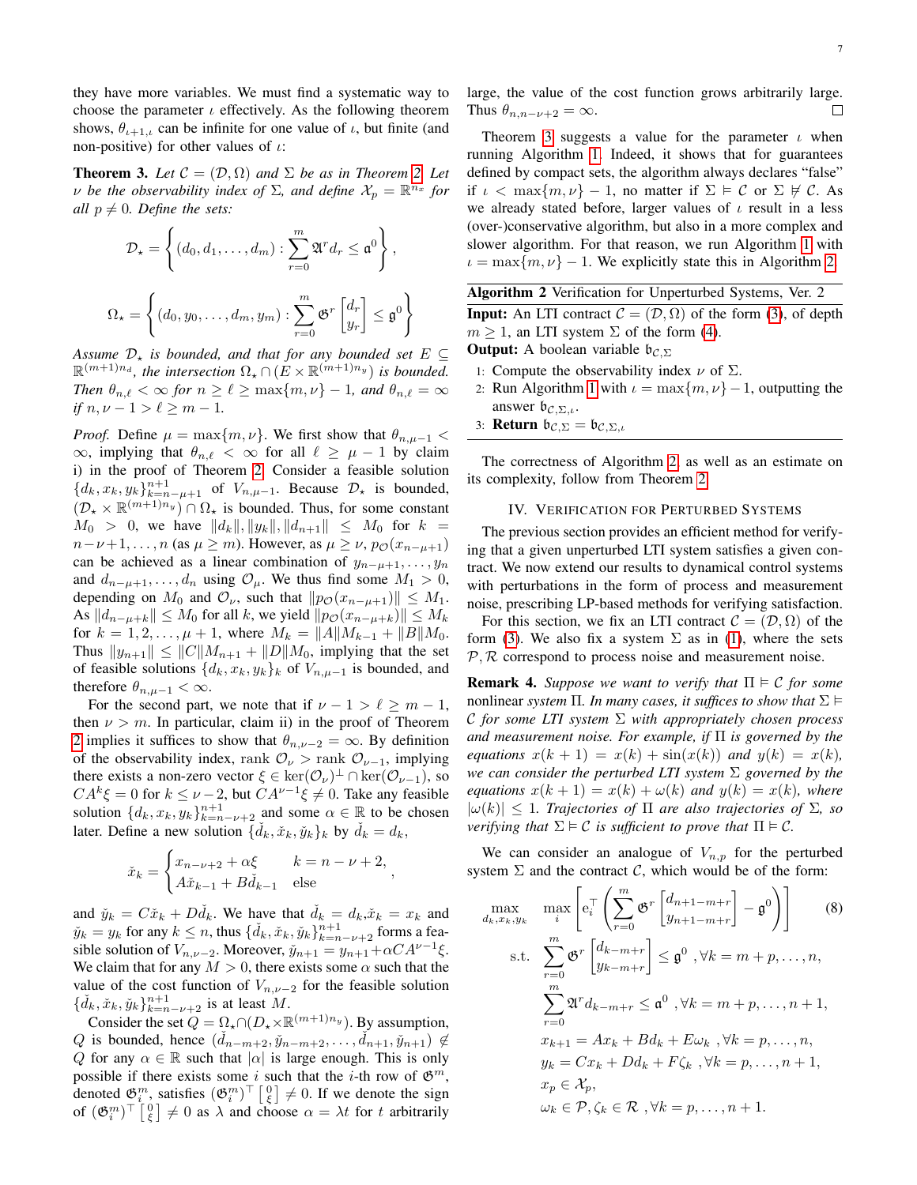they have more variables. We must find a systematic way to choose the parameter $\iota$ effectively. As the following theorem shows, $\theta_{\iota+1,\iota}$ can be infinite for one value of $\iota$, but finite (and non-positive) for other values of $\iota$:

**Theorem 3.** *Let $\mathcal{C} = (\mathcal{D}, \Omega)$ and $\Sigma$ be as in Theorem 2. Let $\nu$ be the observability index of $\Sigma$, and define $\mathcal{X}_p = \mathbb{R}^{n_x}$ for all $p \neq 0$. Define the sets:*

$$\mathcal{D}_\star = \left\{ (d_0, d_1, \ldots, d_m) : \sum_{r=0}^{m} \mathfrak{A}^r d_r \leq \mathfrak{a}^0 \right\},$$

$$\Omega_\star = \left\{ (d_0, y_0, \ldots, d_m, y_m) : \sum_{r=0}^{m} \mathfrak{G}^r \begin{bmatrix} d_r \\ y_r \end{bmatrix} \leq \mathfrak{g}^0 \right\}$$

*Assume $\mathcal{D}_\star$ is bounded, and that for any bounded set $E \subseteq \mathbb{R}^{(m+1)n_d}$, the intersection $\Omega_\star \cap (E \times \mathbb{R}^{(m+1)n_y})$ is bounded. Then $\theta_{n,\ell} < \infty$ for $n \geq \ell \geq \max\{m, \nu\} - 1$, and $\theta_{n,\ell} = \infty$ if $n, \nu - 1 > \ell \geq m - 1$.*

*Proof.* Define $\mu = \max\{m, \nu\}$. We first show that $\theta_{n,\mu-1} < \infty$, implying that $\theta_{n,\ell} < \infty$ for all $\ell \geq \mu - 1$ by claim i) in the proof of Theorem 2. Consider a feasible solution $\{d_k, x_k, y_k\}_{k=n-\mu+1}^{n+1}$ of $V_{n,\mu-1}$. Because $\mathcal{D}_\star$ is bounded, $(\mathcal{D}_\star \times \mathbb{R}^{(m+1)n_y}) \cap \Omega_\star$ is bounded. Thus, for some constant $M_0 > 0$, we have $\|d_k\|, \|y_k\|, \|d_{n+1}\| \leq M_0$ for $k = n - \nu + 1, \ldots, n$ (as $\mu \geq m$). However, as $\mu \geq \nu$, $p_{\mathcal{O}}(x_{n-\mu+1})$ can be achieved as a linear combination of $y_{n-\mu+1}, \ldots, y_n$ and $d_{n-\mu+1}, \ldots, d_n$ using $\mathcal{O}_\mu$. We thus find some $M_1 > 0$, depending on $M_0$ and $\mathcal{O}_\nu$, such that $\|p_{\mathcal{O}}(x_{n-\mu+1})\| \leq M_1$. As $\|d_{n-\mu+k}\| \leq M_0$ for all $k$, we yield $\|p_{\mathcal{O}}(x_{n-\mu+k})\| \leq M_k$ for $k = 1, 2, \ldots, \mu + 1$, where $M_k = \|A\| M_{k-1} + \|B\| M_0$. Thus $\|y_{n+1}\| \leq \|C\| M_{n+1} + \|D\| M_0$, implying that the set of feasible solutions $\{d_k, x_k, y_k\}_k$ of $V_{n,\mu-1}$ is bounded, and therefore $\theta_{n,\mu-1} < \infty$.

For the second part, we note that if $\nu - 1 > \ell \geq m - 1$, then $\nu > m$. In particular, claim ii) in the proof of Theorem 2 implies it suffices to show that $\theta_{n,\nu-2} = \infty$. By definition of the observability index, rank $\mathcal{O}_\nu >$ rank $\mathcal{O}_{\nu-1}$, implying there exists a non-zero vector $\xi \in \ker(\mathcal{O}_\nu)^\perp \cap \ker(\mathcal{O}_{\nu-1})$, so $CA^k \xi = 0$ for $k \leq \nu - 2$, but $CA^{\nu-1}\xi \neq 0$. Take any feasible solution $\{d_k, x_k, y_k\}_{k=n-\nu+2}^{n+1}$ and some $\alpha \in \mathbb{R}$ to be chosen later. Define a new solution $\{\check{d}_k, \check{x}_k, \check{y}_k\}_k$ by $\check{d}_k = d_k$,

$$\check{x}_k = \begin{cases} x_{n-\nu+2} + \alpha\xi & k = n - \nu + 2, \\ A\check{x}_{k-1} + B\check{d}_{k-1} & \text{else} \end{cases},$$

and $\check{y}_k = C\check{x}_k + D\check{d}_k$. We have that $\check{d}_k = d_k, \check{x}_k = x_k$ and $\check{y}_k = y_k$ for any $k \leq n$, thus $\{\check{d}_k, \check{x}_k, \check{y}_k\}_{k=n-\nu+2}^{n+1}$ forms a feasible solution of $V_{n,\nu-2}$. Moreover, $\check{y}_{n+1} = y_{n+1} + \alpha CA^{\nu-1}\xi$. We claim that for any $M > 0$, there exists some $\alpha$ such that the value of the cost function of $V_{n,\nu-2}$ for the feasible solution $\{\check{d}_k, \check{x}_k, \check{y}_k\}_{k=n-\nu+2}^{n+1}$ is at least $M$.

Consider the set $Q = \Omega_\star \cap (D_\star \times \mathbb{R}^{(m+1)n_y})$. By assumption, $Q$ is bounded, hence $(\check{d}_{n-m+2}, \check{y}_{n-m+2}, \ldots, \check{d}_{n+1}, \check{y}_{n+1}) \notin Q$ for any $\alpha \in \mathbb{R}$ such that $|\alpha|$ is large enough. This is only possible if there exists some $i$ such that the $i$-th row of $\mathfrak{G}^m$, denoted $\mathfrak{G}^m_i$, satisfies $(\mathfrak{G}^m_i)^\top \begin{bmatrix} 0 \\ \xi \end{bmatrix} \neq 0$. If we denote the sign of $(\mathfrak{G}^m_i)^\top \begin{bmatrix} 0 \\ \xi \end{bmatrix} \neq 0$ as $\lambda$ and choose $\alpha = \lambda t$ for $t$ arbitrarily large, the value of the cost function grows arbitrarily large. Thus $\theta_{n,n-\nu+2} = \infty$. $\square$

Theorem 3 suggests a value for the parameter $\iota$ when running Algorithm 1. Indeed, it shows that for guarantees defined by compact sets, the algorithm always declares "false" if $\iota < \max\{m, \nu\} - 1$, no matter if $\Sigma \vDash \mathcal{C}$ or $\Sigma \nvDash \mathcal{C}$. As we already stated before, larger values of $\iota$ result in a less (over-)conservative algorithm, but also in a more complex and slower algorithm. For that reason, we run Algorithm 1 with $\iota = \max\{m, \nu\} - 1$. We explicitly state this in Algorithm 2.

---

**Algorithm 2** Verification for Unperturbed Systems, Ver. 2

---

**Input:** An LTI contract $\mathcal{C} = (\mathcal{D}, \Omega)$ of the form (3), of depth $m \geq 1$, an LTI system $\Sigma$ of the form (4).
**Output:** A boolean variable $\mathfrak{b}_{\mathcal{C},\Sigma}$

1: Compute the observability index $\nu$ of $\Sigma$.
2: Run Algorithm 1 with $\iota = \max\{m, \nu\} - 1$, outputting the answer $\mathfrak{b}_{\mathcal{C},\Sigma,\iota}$.
3: **Return** $\mathfrak{b}_{\mathcal{C},\Sigma} = \mathfrak{b}_{\mathcal{C},\Sigma,\iota}$

---

The correctness of Algorithm 2, as well as an estimate on its complexity, follow from Theorem 2.

## IV. Verification for Perturbed Systems

The previous section provides an efficient method for verifying that a given unperturbed LTI system satisfies a given contract. We now extend our results to dynamical control systems with perturbations in the form of process and measurement noise, prescribing LP-based methods for verifying satisfaction.

For this section, we fix an LTI contract $\mathcal{C} = (\mathcal{D}, \Omega)$ of the form (3). We also fix a system $\Sigma$ as in (1), where the sets $\mathcal{P}, \mathcal{R}$ correspond to process noise and measurement noise.

**Remark 4.** *Suppose we want to verify that $\Pi \vDash \mathcal{C}$ for some* nonlinear *system $\Pi$. In many cases, it suffices to show that $\Sigma \vDash \mathcal{C}$ for some LTI system $\Sigma$ with appropriately chosen process and measurement noise. For example, if $\Pi$ is governed by the equations $x(k+1) = x(k) + \sin(x(k))$ and $y(k) = x(k)$, we can consider the perturbed LTI system $\Sigma$ governed by the equations $x(k+1) = x(k) + \omega(k)$ and $y(k) = x(k)$, where $|\omega(k)| \leq 1$. Trajectories of $\Pi$ are also trajectories of $\Sigma$, so verifying that $\Sigma \vDash \mathcal{C}$ is sufficient to prove that $\Pi \vDash \mathcal{C}$.*

We can consider an analogue of $V_{n,p}$ for the perturbed system $\Sigma$ and the contract $\mathcal{C}$, which would be of the form:

$$\begin{aligned}
\max_{d_k, x_k, y_k} \quad & \max_i \left[ \mathrm{e}_i^\top \left( \sum_{r=0}^{m} \mathfrak{G}^r \begin{bmatrix} d_{n+1-m+r} \\ y_{n+1-m+r} \end{bmatrix} - \mathfrak{g}^0 \right) \right] \qquad (8) \\
\text{s.t.} \quad & \sum_{r=0}^{m} \mathfrak{G}^r \begin{bmatrix} d_{k-m+r} \\ y_{k-m+r} \end{bmatrix} \leq \mathfrak{g}^0 \ , \forall k = m+p, \ldots, n, \\
& \sum_{r=0}^{m} \mathfrak{A}^r d_{k-m+r} \leq \mathfrak{a}^0 \ , \forall k = m+p, \ldots, n+1, \\
& x_{k+1} = Ax_k + Bd_k + E\omega_k \ , \forall k = p, \ldots, n, \\
& y_k = Cx_k + Dd_k + F\zeta_k \ , \forall k = p, \ldots, n+1, \\
& x_p \in \mathcal{X}_p, \\
& \omega_k \in \mathcal{P}, \zeta_k \in \mathcal{R} \ , \forall k = p, \ldots, n+1.
\end{aligned}$$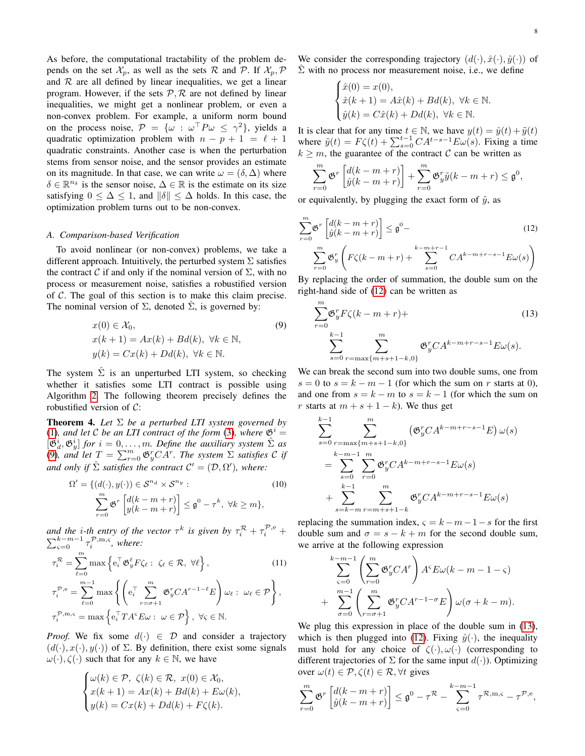As before, the computational tractability of the problem depends on the set $\mathcal{X}_p$, as well as the sets $\mathcal{R}$ and $\mathcal{P}$. If $\mathcal{X}_p, \mathcal{P}$ and $\mathcal{R}$ are all defined by linear inequalities, we get a linear program. However, if the sets $\mathcal{P}, \mathcal{R}$ are not defined by linear inequalities, we might get a nonlinear problem, or even a non-convex problem. For example, a uniform norm bound on the process noise, $\mathcal{P} = \{\omega : \omega^\top P \omega \leq \gamma^2\}$, yields a quadratic optimization problem with $n - p + 1 = \ell + 1$ quadratic constraints. Another case is when the perturbation stems from sensor noise, and the sensor provides an estimate on its magnitude. In that case, we can write $\omega = (\delta, \Delta)$ where $\delta \in \mathbb{R}^{n_\delta}$ is the sensor noise, $\Delta \in \mathbb{R}$ is the estimate on its size satisfying $0 \leq \Delta \leq 1$, and $\|\delta\| \leq \Delta$ holds. In this case, the optimization problem turns out to be non-convex.

### A. Comparison-based Verification

To avoid nonlinear (or non-convex) problems, we take a different approach. Intuitively, the perturbed system $\Sigma$ satisfies the contract $\mathcal{C}$ if and only if the nominal version of $\Sigma$, with no process or measurement noise, satisfies a robustified version of $\mathcal{C}$. The goal of this section is to make this claim precise. The nominal version of $\Sigma$, denoted $\hat{\Sigma}$, is governed by:

$$
\begin{aligned}
&x(0) \in \mathcal{X}_0, \\
&x(k+1) = Ax(k) + Bd(k),\ \forall k \in \mathbb{N}, \\
&y(k) = Cx(k) + Dd(k),\ \forall k \in \mathbb{N}.
\end{aligned} \tag{9}
$$

The system $\hat{\Sigma}$ is an unperturbed LTI system, so checking whether it satisfies some LTI contract is possible using Algorithm 2. The following theorem precisely defines the robustified version of $\mathcal{C}$:

**Theorem 4.** *Let $\Sigma$ be a perturbed LTI system governed by (1), and let $\mathcal{C}$ be an LTI contract of the form (3), where $\mathfrak{G}^i = [\mathfrak{G}_d^i, \mathfrak{G}_y^i]$ for $i = 0, \ldots, m$. Define the auxiliary system $\hat{\Sigma}$ as (9), and let $T = \sum_{r=0}^m \mathfrak{G}_y^r CA^r$. The system $\Sigma$ satisfies $\mathcal{C}$ if and only if $\hat{\Sigma}$ satisfies the contract $\mathcal{C}' = (\mathcal{D}, \Omega')$, where:*

$$
\Omega' = \{(d(\cdot), y(\cdot)) \in \mathcal{S}^{n_d} \times \mathcal{S}^{n_y} : \sum_{r=0}^m \mathfrak{G}^r \begin{bmatrix} d(k-m+r) \\ y(k-m+r) \end{bmatrix} \leq \mathfrak{g}^0 - \tau^k,\ \forall k \geq m\}, \tag{10}
$$

*and the $i$-th entry of the vector $\tau^k$ is given by $\tau_i^{\mathcal{R}} + \tau_i^{\mathcal{P},\mathrm{e}} + \sum_{\varsigma=0}^{k-m-1} \tau_i^{\mathcal{P},\mathrm{m},\varsigma}$, where:*

$$
\begin{aligned}
\tau_i^{\mathcal{R}} &= \sum_{\ell=0}^m \max\left\{ \mathrm{e}_i^\top \mathfrak{G}_y^\ell F \zeta_\ell :\ \zeta_\ell \in \mathcal{R},\ \forall \ell \right\}, \\
\tau_i^{\mathcal{P},\mathrm{e}} &= \sum_{\ell=0}^{m-1} \max\left\{ \left( \mathrm{e}_i^\top \sum_{r=\sigma+1}^m \mathfrak{G}_y^r CA^{r-1-\ell} E \right) \omega_\ell :\ \omega_\ell \in \mathcal{P} \right\}, \\
\tau_i^{\mathcal{P},\mathrm{m},\varsigma} &= \max\left\{ \mathrm{e}_i^\top TA^\varsigma E \omega :\ \omega \in \mathcal{P} \right\},\ \forall \varsigma \in \mathbb{N}.
\end{aligned} \tag{11}
$$

*Proof.* We fix some $d(\cdot) \in \mathcal{D}$ and consider a trajectory $(d(\cdot), x(\cdot), y(\cdot))$ of $\Sigma$. By definition, there exist some signals $\omega(\cdot), \zeta(\cdot)$ such that for any $k \in \mathbb{N}$, we have

$$
\begin{cases}
\omega(k) \in \mathcal{P},\ \zeta(k) \in \mathcal{R},\ x(0) \in \mathcal{X}_0, \\
x(k+1) = Ax(k) + Bd(k) + E\omega(k), \\
y(k) = Cx(k) + Dd(k) + F\zeta(k).
\end{cases}
$$

We consider the corresponding trajectory $(d(\cdot), \hat{x}(\cdot), \hat{y}(\cdot))$ of $\hat{\Sigma}$ with no process nor measurement noise, i.e., we define

$$
\begin{cases}
\hat{x}(0) = x(0), \\
\hat{x}(k+1) = A\hat{x}(k) + Bd(k),\ \forall k \in \mathbb{N}. \\
\hat{y}(k) = C\hat{x}(k) + Dd(k),\ \forall k \in \mathbb{N}.
\end{cases}
$$

It is clear that for any time $t \in \mathbb{N}$, we have $y(t) = \hat{y}(t) + \tilde{y}(t)$ where $\tilde{y}(t) = F\zeta(t) + \sum_{s=0}^{t-1} CA^{t-s-1} E\omega(s)$. Fixing a time $k \geq m$, the guarantee of the contract $\mathcal{C}$ can be written as

$$
\sum_{r=0}^m \mathfrak{G}^r \begin{bmatrix} d(k-m+r) \\ \hat{y}(k-m+r) \end{bmatrix} + \sum_{r=0}^m \mathfrak{G}_y^r \tilde{y}(k-m+r) \leq \mathfrak{g}^0,
$$

or equivalently, by plugging the exact form of $\tilde{y}$, as

$$
\sum_{r=0}^m \mathfrak{G}^r \begin{bmatrix} d(k-m+r) \\ \hat{y}(k-m+r) \end{bmatrix} \leq \mathfrak{g}^0 - \sum_{r=0}^m \mathfrak{G}_y^r \left( F\zeta(k-m+r) + \sum_{s=0}^{k-m+r-1} CA^{k-m+r-s-1} E\omega(s) \right) \tag{12}
$$

By replacing the order of summation, the double sum on the right-hand side of (12) can be written as

$$
\sum_{r=0}^m \mathfrak{G}_y^r F\zeta(k-m+r) + \sum_{s=0}^{k-1} \sum_{r=\max\{m+s+1-k,0\}}^m \mathfrak{G}_y^r CA^{k-m+r-s-1} E\omega(s). \tag{13}
$$

We can break the second sum into two double sums, one from $s = 0$ to $s = k-m-1$ (for which the sum on $r$ starts at 0), and one from $s = k-m$ to $s = k-1$ (for which the sum on $r$ starts at $m+s+1-k$). We thus get

$$
\begin{aligned}
&\sum_{s=0}^{k-1} \sum_{r=\max\{m+s+1-k,0\}}^m \left( \mathfrak{G}_y^r CA^{k-m+r-s-1} E \right) \omega(s) \\
&= \sum_{s=0}^{k-m-1} \sum_{r=0}^m \mathfrak{G}_y^r CA^{k-m+r-s-1} E\omega(s) \\
&+ \sum_{s=k-m}^{k-1} \sum_{r=m+s+1-k}^m \mathfrak{G}_y^r CA^{k-m+r-s-1} E\omega(s)
\end{aligned}
$$

replacing the summation index, $\varsigma = k-m-1-s$ for the first double sum and $\sigma = s-k+m$ for the second double sum, we arrive at the following expression

$$
\sum_{\varsigma=0}^{k-m-1} \left( \sum_{r=0}^m \mathfrak{G}_y^r CA^r \right) A^\varsigma E\omega(k-m-1-\varsigma) + \sum_{\sigma=0}^{m-1} \left( \sum_{r=\sigma+1}^m \mathfrak{G}_y^r CA^{r-1-\sigma} E \right) \omega(\sigma+k-m).
$$

We plug this expression in place of the double sum in (13), which is then plugged into (12). Fixing $\hat{y}(\cdot)$, the inequality must hold for any choice of $\zeta(\cdot), \omega(\cdot)$ (corresponding to different trajectories of $\Sigma$ for the same input $d(\cdot)$). Optimizing over $\omega(t) \in \mathcal{P}, \zeta(t) \in \mathcal{R}, \forall t$ gives

$$
\sum_{r=0}^m \mathfrak{G}^r \begin{bmatrix} d(k-m+r) \\ \hat{y}(k-m+r) \end{bmatrix} \leq \mathfrak{g}^0 - \tau^{\mathcal{R}} - \sum_{\varsigma=0}^{k-m-1} \tau^{\mathcal{R},\mathrm{m},\varsigma} - \tau^{\mathcal{P},\mathrm{e}},
$$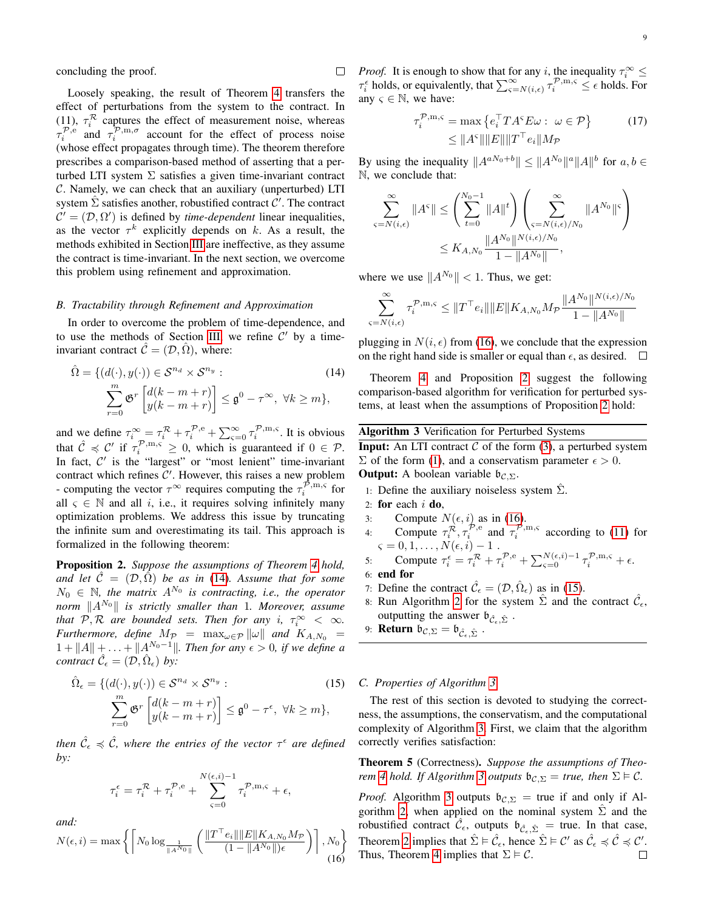concluding the proof. $\square$

Loosely speaking, the result of Theorem 4 transfers the effect of perturbations from the system to the contract. In (11), $\tau_i^{\mathcal{R}}$ captures the effect of measurement noise, whereas $\tau_i^{\mathcal{P},\mathrm{e}}$ and $\tau_i^{\mathcal{P},\mathrm{m},\sigma}$ account for the effect of process noise (whose effect propagates through time). The theorem therefore prescribes a comparison-based method of asserting that a perturbed LTI system $\Sigma$ satisfies a given time-invariant contract $\mathcal{C}$. Namely, we can check that an auxiliary (unperturbed) LTI system $\hat{\Sigma}$ satisfies another, robustified contract $\mathcal{C}'$. The contract $\mathcal{C}' = (\mathcal{D}, \Omega')$ is defined by *time-dependent* linear inequalities, as the vector $\tau^k$ explicitly depends on $k$. As a result, the methods exhibited in Section III are ineffective, as they assume the contract is time-invariant. In the next section, we overcome this problem using refinement and approximation.

### B. Tractability through Refinement and Approximation

In order to overcome the problem of time-dependence, and to use the methods of Section III, we refine $\mathcal{C}'$ by a time-invariant contract $\hat{\mathcal{C}} = (\mathcal{D}, \hat{\Omega})$, where:

$$\hat{\Omega} = \{(d(\cdot), y(\cdot)) \in \mathcal{S}^{n_d} \times \mathcal{S}^{n_y} : \sum_{r=0}^{m} \mathfrak{G}^r \begin{bmatrix} d(k-m+r) \\ y(k-m+r) \end{bmatrix} \le \mathfrak{g}^0 - \tau^\infty,\ \forall k \ge m\}, \tag{14}$$

and we define $\tau_i^\infty = \tau_i^{\mathcal{R}} + \tau_i^{\mathcal{P},\mathrm{e}} + \sum_{\varsigma=0}^{\infty} \tau_i^{\mathcal{P},\mathrm{m},\varsigma}$. It is obvious that $\hat{\mathcal{C}} \preccurlyeq \mathcal{C}'$ if $\tau_i^{\mathcal{P},\mathrm{m},\varsigma} \ge 0$, which is guaranteed if $0 \in \mathcal{P}$. In fact, $\mathcal{C}'$ is the "largest" or "most lenient" time-invariant contract which refines $\mathcal{C}'$. However, this raises a new problem - computing the vector $\tau^\infty$ requires computing the $\tau_i^{\mathcal{P},\mathrm{m},\varsigma}$ for all $\varsigma \in \mathbb{N}$ and all $i$, i.e., it requires solving infinitely many optimization problems. We address this issue by truncating the infinite sum and overestimating its tail. This approach is formalized in the following theorem:

**Proposition 2.** *Suppose the assumptions of Theorem 4 hold, and let $\hat{\mathcal{C}} = (\mathcal{D}, \hat{\Omega})$ be as in (14). Assume that for some $N_0 \in \mathbb{N}$, the matrix $A^{N_0}$ is contracting, i.e., the operator norm $\|A^{N_0}\|$ is strictly smaller than 1. Moreover, assume that $\mathcal{P}, \mathcal{R}$ are bounded sets. Then for any $i$, $\tau_i^\infty < \infty$. Furthermore, define $M_{\mathcal{P}} = \max_{\omega \in \mathcal{P}} \|\omega\|$ and $K_{A,N_0} = 1 + \|A\| + \ldots + \|A^{N_0 - 1}\|$. Then for any $\epsilon > 0$, if we define a contract $\hat{\mathcal{C}}_\epsilon = (\mathcal{D}, \hat{\Omega}_\epsilon)$ by:*

$$\hat{\Omega}_\epsilon = \{(d(\cdot), y(\cdot)) \in \mathcal{S}^{n_d} \times \mathcal{S}^{n_y} : \sum_{r=0}^{m} \mathfrak{G}^r \begin{bmatrix} d(k-m+r) \\ y(k-m+r) \end{bmatrix} \le \mathfrak{g}^0 - \tau^\epsilon,\ \forall k \ge m\}, \tag{15}$$

*then $\hat{\mathcal{C}}_\epsilon \preccurlyeq \hat{\mathcal{C}}$, where the entries of the vector $\tau^\epsilon$ are defined by:*

$$\tau_i^\epsilon = \tau_i^{\mathcal{R}} + \tau_i^{\mathcal{P},\mathrm{e}} + \sum_{\varsigma=0}^{N(\epsilon,i)-1} \tau_i^{\mathcal{P},\mathrm{m},\varsigma} + \epsilon,$$

*and:*

$$N(\epsilon, i) = \max\left\{ \left\lceil N_0 \log_{\frac{1}{\|A^{N_0}\|}} \left( \frac{\|T^\top e_i\| \|E\| K_{A,N_0} M_{\mathcal{P}}}{(1 - \|A^{N_0}\|)\epsilon} \right) \right\rceil, N_0 \right\} \tag{16}$$

*Proof.* It is enough to show that for any $i$, the inequality $\tau_i^\infty \le \tau_i^\epsilon$ holds, or equivalently, that $\sum_{\varsigma=N(i,\epsilon)}^{\infty} \tau_i^{\mathcal{P},\mathrm{m},\varsigma} \le \epsilon$ holds. For any $\varsigma \in \mathbb{N}$, we have:

$$\begin{aligned} \tau_i^{\mathcal{P},\mathrm{m},\varsigma} &= \max\left\{ e_i^\top T A^\varsigma E \omega : \ \omega \in \mathcal{P} \right\} \\ &\le \|A^\varsigma\| \|E\| \|T^\top e_i\| M_{\mathcal{P}} \end{aligned} \tag{17}$$

By using the inequality $\|A^{aN_0+b}\| \le \|A^{N_0}\|^a \|A\|^b$ for $a, b \in \mathbb{N}$, we conclude that:

$$\begin{aligned} \sum_{\varsigma=N(i,\epsilon)}^{\infty} \|A^\varsigma\| &\le \left( \sum_{t=0}^{N_0-1} \|A\|^t \right) \left( \sum_{\varsigma=N(i,\epsilon)/N_0}^{\infty} \|A^{N_0}\|^\varsigma \right) \\ &\le K_{A,N_0} \frac{\|A^{N_0}\|^{N(i,\epsilon)/N_0}}{1 - \|A^{N_0}\|}, \end{aligned}$$

where we use $\|A^{N_0}\| < 1$. Thus, we get:

$$\sum_{\varsigma=N(i,\epsilon)}^{\infty} \tau_i^{\mathcal{P},\mathrm{m},\varsigma} \le \|T^\top e_i\| \|E\| K_{A,N_0} M_{\mathcal{P}} \frac{\|A^{N_0}\|^{N(i,\epsilon)/N_0}}{1 - \|A^{N_0}\|}$$

plugging in $N(i,\epsilon)$ from (16), we conclude that the expression on the right hand side is smaller or equal than $\epsilon$, as desired. $\square$

Theorem 4 and Proposition 2 suggest the following comparison-based algorithm for verification for perturbed systems, at least when the assumptions of Proposition 2 hold:

---

**Algorithm 3** Verification for Perturbed Systems

---

**Input:** An LTI contract $\mathcal{C}$ of the form (3), a perturbed system $\Sigma$ of the form (1), and a conservatism parameter $\epsilon > 0$.
**Output:** A boolean variable $\mathfrak{b}_{\mathcal{C},\Sigma}$.

1: Define the auxiliary noiseless system $\hat{\Sigma}$.
2: **for** each $i$ **do**,
3: &nbsp;&nbsp;&nbsp;&nbsp;Compute $N(\epsilon, i)$ as in (16).
4: &nbsp;&nbsp;&nbsp;&nbsp;Compute $\tau_i^{\mathcal{R}}, \tau_i^{\mathcal{P},\mathrm{e}}$ and $\tau_i^{\mathcal{P},\mathrm{m},\varsigma}$ according to (11) for $\varsigma = 0, 1, \ldots, N(\epsilon, i) - 1$ .
5: &nbsp;&nbsp;&nbsp;&nbsp;Compute $\tau_i^\epsilon = \tau_i^{\mathcal{R}} + \tau_i^{\mathcal{P},\mathrm{e}} + \sum_{\varsigma=0}^{N(\epsilon,i)-1} \tau_i^{\mathcal{P},\mathrm{m},\varsigma} + \epsilon$.
6: **end for**
7: Define the contract $\hat{\mathcal{C}}_\epsilon = (\mathcal{D}, \hat{\Omega}_\epsilon)$ as in (15).
8: Run Algorithm 2 for the system $\hat{\Sigma}$ and the contract $\hat{\mathcal{C}}_\epsilon$, outputting the answer $\mathfrak{b}_{\hat{\mathcal{C}}_\epsilon, \hat{\Sigma}}$ .
9: **Return** $\mathfrak{b}_{\mathcal{C},\Sigma} = \mathfrak{b}_{\hat{\mathcal{C}}_\epsilon, \hat{\Sigma}}$ .

---

### C. Properties of Algorithm 3

The rest of this section is devoted to studying the correctness, the assumptions, the conservatism, and the computational complexity of Algorithm 3. First, we claim that the algorithm correctly verifies satisfaction:

**Theorem 5** (Correctness)**.** *Suppose the assumptions of Theorem 4 hold. If Algorithm 3 outputs $\mathfrak{b}_{\mathcal{C},\Sigma} = true$, then $\Sigma \vDash \mathcal{C}$.*

*Proof.* Algorithm 3 outputs $\mathfrak{b}_{\mathcal{C},\Sigma} = \text{true}$ if and only if Algorithm 2, when applied on the nominal system $\hat{\Sigma}$ and the robustified contract $\hat{\mathcal{C}}_\epsilon$, outputs $\mathfrak{b}_{\hat{\mathcal{C}}_\epsilon, \hat{\Sigma}} = \text{true}$. In that case, Theorem 2 implies that $\hat{\Sigma} \vDash \hat{\mathcal{C}}_\epsilon$, hence $\hat{\Sigma} \vDash \mathcal{C}'$ as $\hat{\mathcal{C}}_\epsilon \preccurlyeq \hat{\mathcal{C}} \preccurlyeq \mathcal{C}'$. Thus, Theorem 4 implies that $\Sigma \vDash \mathcal{C}$. $\square$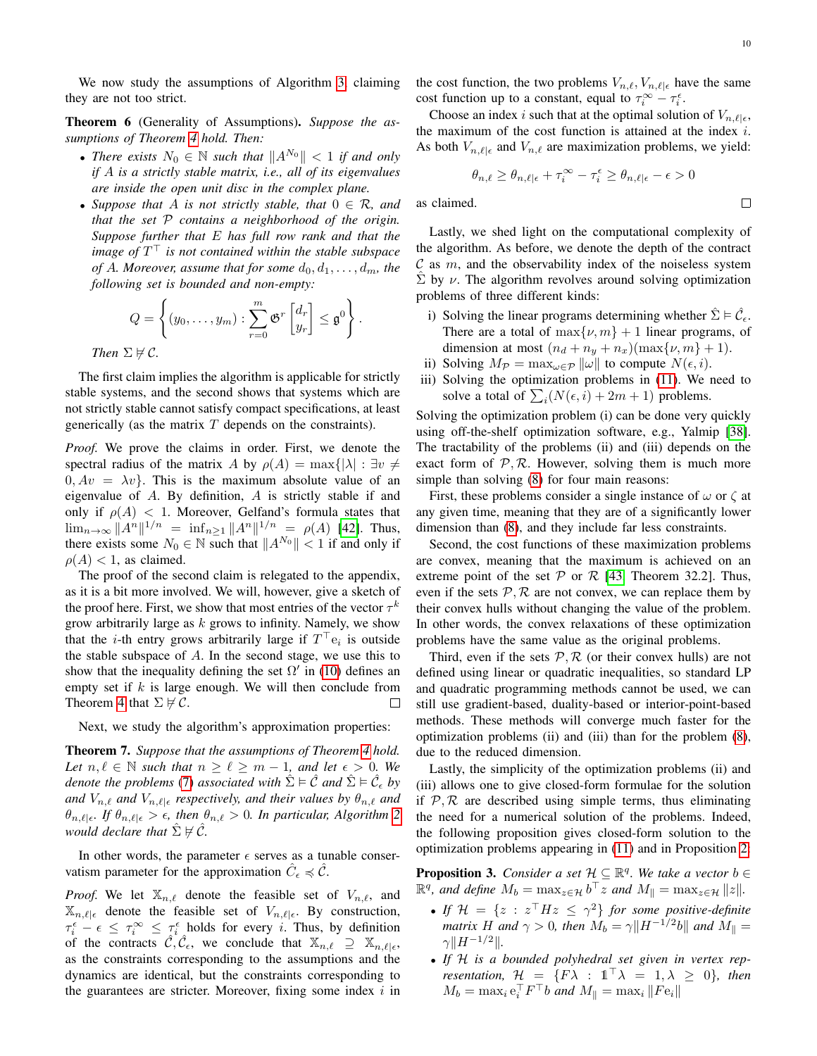We now study the assumptions of Algorithm 3, claiming they are not too strict.

**Theorem 6** (Generality of Assumptions). *Suppose the assumptions of Theorem 4 hold. Then:*

- *There exists $N_0 \in \mathbb{N}$ such that $\|A^{N_0}\| < 1$ if and only if $A$ is a strictly stable matrix, i.e., all of its eigenvalues are inside the open unit disc in the complex plane.*
- *Suppose that $A$ is not strictly stable, that $0 \in \mathcal{R}$, and that the set $\mathcal{P}$ contains a neighborhood of the origin. Suppose further that $E$ has full row rank and that the image of $T^\top$ is not contained within the stable subspace of $A$. Moreover, assume that for some $d_0, d_1, \dots, d_m$, the following set is bounded and non-empty:*

$$Q = \left\{ (y_0, \dots, y_m) : \sum_{r=0}^{m} \mathfrak{G}^r \begin{bmatrix} d_r \\ y_r \end{bmatrix} \le \mathfrak{g}^0 \right\}.$$

*Then $\Sigma \not\vDash \mathcal{C}$.*

The first claim implies the algorithm is applicable for strictly stable systems, and the second shows that systems which are not strictly stable cannot satisfy compact specifications, at least generically (as the matrix $T$ depends on the constraints).

*Proof.* We prove the claims in order. First, we denote the spectral radius of the matrix $A$ by $\rho(A) = \max\{|\lambda| : \exists v \neq 0, Av = \lambda v\}$. This is the maximum absolute value of an eigenvalue of $A$. By definition, $A$ is strictly stable if and only if $\rho(A) < 1$. Moreover, Gelfand's formula states that $\lim_{n\to\infty} \|A^n\|^{1/n} = \inf_{n\ge 1} \|A^n\|^{1/n} = \rho(A)$ [42]. Thus, there exists some $N_0 \in \mathbb{N}$ such that $\|A^{N_0}\| < 1$ if and only if $\rho(A) < 1$, as claimed.

The proof of the second claim is relegated to the appendix, as it is a bit more involved. We will, however, give a sketch of the proof here. First, we show that most entries of the vector $\tau^k$ grow arbitrarily large as $k$ grows to infinity. Namely, we show that the $i$-th entry grows arbitrarily large if $T^\top \mathrm{e}_i$ is outside the stable subspace of $A$. In the second stage, we use this to show that the inequality defining the set $\Omega'$ in (10) defines an empty set if $k$ is large enough. We will then conclude from Theorem 4 that $\Sigma \not\vDash \mathcal{C}$. $\square$

Next, we study the algorithm's approximation properties:

**Theorem 7.** *Suppose that the assumptions of Theorem 4 hold. Let $n, \ell \in \mathbb{N}$ such that $n \ge \ell \ge m-1$, and let $\epsilon > 0$. We denote the problems (7) associated with $\hat{\Sigma} \vDash \hat{\mathcal{C}}$ and $\hat{\Sigma} \vDash \hat{\mathcal{C}}_\epsilon$ by and $V_{n,\ell}$ and $V_{n,\ell|\epsilon}$ respectively, and their values by $\theta_{n,\ell}$ and $\theta_{n,\ell|\epsilon}$. If $\theta_{n,\ell|\epsilon} > \epsilon$, then $\theta_{n,\ell} > 0$. In particular, Algorithm 2 would declare that $\hat{\Sigma} \not\vDash \hat{\mathcal{C}}$.*

In other words, the parameter $\epsilon$ serves as a tunable conservatism parameter for the approximation $\hat{C}_\epsilon \preccurlyeq \hat{\mathcal{C}}$.

*Proof.* We let $\mathbb{X}_{n,\ell}$ denote the feasible set of $V_{n,\ell}$, and $\mathbb{X}_{n,\ell|\epsilon}$ denote the feasible set of $V_{n,\ell|\epsilon}$. By construction, $\tau_i^\epsilon - \epsilon \le \tau_i^\infty \le \tau_i^\epsilon$ holds for every $i$. Thus, by definition of the contracts $\hat{\mathcal{C}}, \hat{\mathcal{C}}_\epsilon$, we conclude that $\mathbb{X}_{n,\ell} \supseteq \mathbb{X}_{n,\ell|\epsilon}$, as the constraints corresponding to the assumptions and the dynamics are identical, but the constraints corresponding to the guarantees are stricter. Moreover, fixing some index $i$ in the cost function, the two problems $V_{n,\ell}, V_{n,\ell|\epsilon}$ have the same cost function up to a constant, equal to $\tau_i^\infty - \tau_i^\epsilon$.

Choose an index $i$ such that at the optimal solution of $V_{n,\ell|\epsilon}$, the maximum of the cost function is attained at the index $i$. As both $V_{n,\ell|\epsilon}$ and $V_{n,\ell}$ are maximization problems, we yield:

$$\theta_{n,\ell} \ge \theta_{n,\ell|\epsilon} + \tau_i^\infty - \tau_i^\epsilon \ge \theta_{n,\ell|\epsilon} - \epsilon > 0$$

as claimed. $\square$

Lastly, we shed light on the computational complexity of the algorithm. As before, we denote the depth of the contract $\mathcal{C}$ as $m$, and the observability index of the noiseless system $\hat{\Sigma}$ by $\nu$. The algorithm revolves around solving optimization problems of three different kinds:

i) Solving the linear programs determining whether $\hat{\Sigma} \vDash \hat{\mathcal{C}}_\epsilon$. There are a total of $\max\{\nu, m\}+1$ linear programs, of dimension at most $(n_d + n_y + n_x)(\max\{\nu, m\}+1)$.
ii) Solving $M_{\mathcal{P}} = \max_{\omega\in\mathcal{P}} \|\omega\|$ to compute $N(\epsilon, i)$.
iii) Solving the optimization problems in (11). We need to solve a total of $\sum_i (N(\epsilon, i) + 2m + 1)$ problems.

Solving the optimization problem (i) can be done very quickly using off-the-shelf optimization software, e.g., Yalmip [38]. The tractability of the problems (ii) and (iii) depends on the exact form of $\mathcal{P}, \mathcal{R}$. However, solving them is much more simple than solving (8) for four main reasons:

First, these problems consider a single instance of $\omega$ or $\zeta$ at any given time, meaning that they are of a significantly lower dimension than (8), and they include far less constraints.

Second, the cost functions of these maximization problems are convex, meaning that the maximum is achieved on an extreme point of the set $\mathcal{P}$ or $\mathcal{R}$ [43, Theorem 32.2]. Thus, even if the sets $\mathcal{P}, \mathcal{R}$ are not convex, we can replace them by their convex hulls without changing the value of the problem. In other words, the convex relaxations of these optimization problems have the same value as the original problems.

Third, even if the sets $\mathcal{P}, \mathcal{R}$ (or their convex hulls) are not defined using linear or quadratic inequalities, so standard LP and quadratic programming methods cannot be used, we can still use gradient-based, duality-based or interior-point-based methods. These methods will converge much faster for the optimization problems (ii) and (iii) than for the problem (8), due to the reduced dimension.

Lastly, the simplicity of the optimization problems (ii) and (iii) allows one to give closed-form formulae for the solution if $\mathcal{P}, \mathcal{R}$ are described using simple terms, thus eliminating the need for a numerical solution of the problems. Indeed, the following proposition gives closed-form solution to the optimization problems appearing in (11) and in Proposition 2:

**Proposition 3.** *Consider a set $\mathcal{H} \subseteq \mathbb{R}^q$. We take a vector $b \in \mathbb{R}^q$, and define $M_b = \max_{z\in\mathcal{H}} b^\top z$ and $M_\| = \max_{z\in\mathcal{H}} \|z\|$.*

- *If $\mathcal{H} = \{z : z^\top H z \le \gamma^2\}$ for some positive-definite matrix $H$ and $\gamma > 0$, then $M_b = \gamma\|H^{-1/2} b\|$ and $M_\| = \gamma\|H^{-1/2}\|$.*
- *If $\mathcal{H}$ is a bounded polyhedral set given in vertex representation, $\mathcal{H} = \{F\lambda : \mathbb{1}^\top \lambda = 1, \lambda \ge 0\}$, then $M_b = \max_i \mathrm{e}_i^\top F^\top b$ and $M_\| = \max_i \|F\mathrm{e}_i\|$*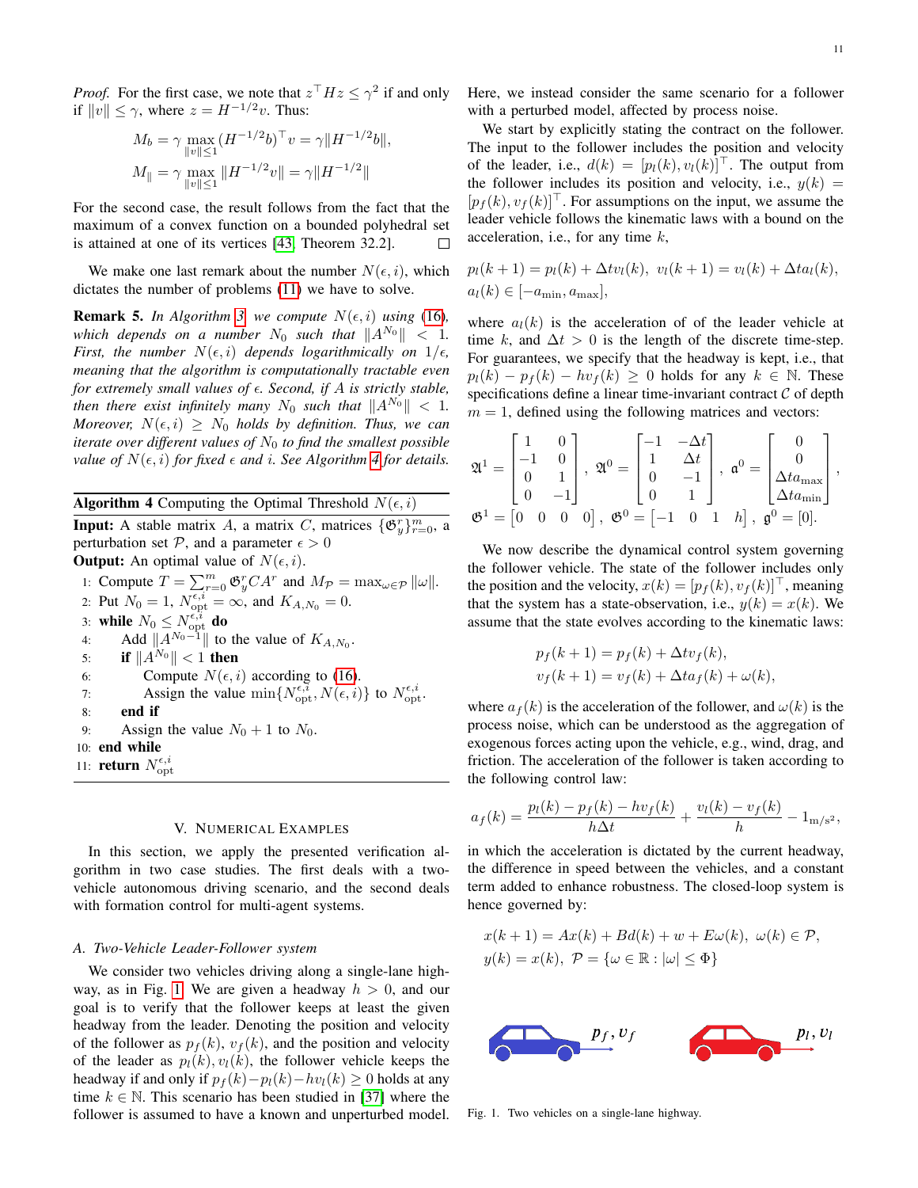*Proof.* For the first case, we note that $z^\top Hz \leq \gamma^2$ if and only if $\|v\| \leq \gamma$, where $z = H^{-1/2}v$. Thus:

$$M_b = \gamma \max_{\|v\|\leq 1} (H^{-1/2}b)^\top v = \gamma \|H^{-1/2}b\|,$$
$$M_{\|} = \gamma \max_{\|v\|\leq 1} \|H^{-1/2}v\| = \gamma \|H^{-1/2}\|$$

For the second case, the result follows from the fact that the maximum of a convex function on a bounded polyhedral set is attained at one of its vertices [43, Theorem 32.2]. □

We make one last remark about the number $N(\epsilon, i)$, which dictates the number of problems (11) we have to solve.

**Remark 5.** *In Algorithm 3 we compute $N(\epsilon, i)$ using (16), which depends on a number $N_0$ such that $\|A^{N_0}\| < 1$. First, the number $N(\epsilon, i)$ depends logarithmically on $1/\epsilon$, meaning that the algorithm is computationally tractable even for extremely small values of $\epsilon$. Second, if $A$ is strictly stable, then there exist infinitely many $N_0$ such that $\|A^{N_0}\| < 1$. Moreover, $N(\epsilon, i) \geq N_0$ holds by definition. Thus, we can iterate over different values of $N_0$ to find the smallest possible value of $N(\epsilon, i)$ for fixed $\epsilon$ and $i$. See Algorithm 4 for details.*

**Algorithm 4** Computing the Optimal Threshold $N(\epsilon, i)$

**Input:** A stable matrix $A$, a matrix $C$, matrices $\{\mathfrak{G}_y^r\}_{r=0}^m$, a perturbation set $\mathcal{P}$, and a parameter $\epsilon > 0$
**Output:** An optimal value of $N(\epsilon, i)$.

1: Compute $T = \sum_{r=0}^m \mathfrak{G}_y^r CA^r$ and $M_\mathcal{P} = \max_{\omega \in \mathcal{P}} \|\omega\|$.
2: Put $N_0 = 1$, $N_{\text{opt}}^{\epsilon,i} = \infty$, and $K_{A,N_0} = 0$.
3: **while** $N_0 \leq N_{\text{opt}}^{\epsilon,i}$ **do**
4: Add $\|A^{N_0-1}\|$ to the value of $K_{A,N_0}$.
5: **if** $\|A^{N_0}\| < 1$ **then**
6: Compute $N(\epsilon, i)$ according to (16).
7: Assign the value $\min\{N_{\text{opt}}^{\epsilon,i}, N(\epsilon, i)\}$ to $N_{\text{opt}}^{\epsilon,i}$.
8: **end if**
9: Assign the value $N_0 + 1$ to $N_0$.
10: **end while**
11: **return** $N_{\text{opt}}^{\epsilon,i}$

## V. Numerical Examples

In this section, we apply the presented verification algorithm in two case studies. The first deals with a two-vehicle autonomous driving scenario, and the second deals with formation control for multi-agent systems.

### A. Two-Vehicle Leader-Follower system

We consider two vehicles driving along a single-lane highway, as in Fig. 1. We are given a headway $h > 0$, and our goal is to verify that the follower keeps at least the given headway from the leader. Denoting the position and velocity of the follower as $p_f(k)$, $v_f(k)$, and the position and velocity of the leader as $p_l(k), v_l(k)$, the follower vehicle keeps the headway if and only if $p_f(k) - p_l(k) - hv_l(k) \geq 0$ holds at any time $k \in \mathbb{N}$. This scenario has been studied in [37] where the follower is assumed to have a known and unperturbed model. Here, we instead consider the same scenario for a follower with a perturbed model, affected by process noise.

We start by explicitly stating the contract on the follower. The input to the follower includes the position and velocity of the leader, i.e., $d(k) = [p_l(k), v_l(k)]^\top$. The output from the follower includes its position and velocity, i.e., $y(k) = [p_f(k), v_f(k)]^\top$. For assumptions on the input, we assume the leader vehicle follows the kinematic laws with a bound on the acceleration, i.e., for any time $k$,

$$p_l(k+1) = p_l(k) + \Delta t v_l(k), \;\; v_l(k+1) = v_l(k) + \Delta t a_l(k),$$
$$a_l(k) \in [-a_{\min}, a_{\max}],$$

where $a_l(k)$ is the acceleration of of the leader vehicle at time $k$, and $\Delta t > 0$ is the length of the discrete time-step. For guarantees, we specify that the headway is kept, i.e., that $p_l(k) - p_f(k) - hv_f(k) \geq 0$ holds for any $k \in \mathbb{N}$. These specifications define a linear time-invariant contract $\mathcal{C}$ of depth $m = 1$, defined using the following matrices and vectors:

$$\mathfrak{A}^1 = \begin{bmatrix} 1 & 0 \\ -1 & 0 \\ 0 & 1 \\ 0 & -1 \end{bmatrix}, \; \mathfrak{A}^0 = \begin{bmatrix} -1 & -\Delta t \\ 1 & \Delta t \\ 0 & -1 \\ 0 & 1 \end{bmatrix}, \; \mathfrak{a}^0 = \begin{bmatrix} 0 \\ 0 \\ \Delta t a_{\max} \\ \Delta t a_{\min} \end{bmatrix},$$
$$\mathfrak{G}^1 = \begin{bmatrix} 0 & 0 & 0 & 0 \end{bmatrix}, \; \mathfrak{G}^0 = \begin{bmatrix} -1 & 0 & 1 & h \end{bmatrix}, \; \mathfrak{g}^0 = [0].$$

We now describe the dynamical control system governing the follower vehicle. The state of the follower includes only the position and the velocity, $x(k) = [p_f(k), v_f(k)]^\top$, meaning that the system has a state-observation, i.e., $y(k) = x(k)$. We assume that the state evolves according to the kinematic laws:

$$p_f(k+1) = p_f(k) + \Delta t v_f(k),$$
$$v_f(k+1) = v_f(k) + \Delta t a_f(k) + \omega(k),$$

where $a_f(k)$ is the acceleration of the follower, and $\omega(k)$ is the process noise, which can be understood as the aggregation of exogenous forces acting upon the vehicle, e.g., wind, drag, and friction. The acceleration of the follower is taken according to the following control law:

$$a_f(k) = \frac{p_l(k) - p_f(k) - hv_f(k)}{h\Delta t} + \frac{v_l(k) - v_f(k)}{h} - 1_{\text{m/s}^2},$$

in which the acceleration is dictated by the current headway, the difference in speed between the vehicles, and a constant term added to enhance robustness. The closed-loop system is hence governed by:

$$x(k+1) = Ax(k) + Bd(k) + w + E\omega(k), \;\; \omega(k) \in \mathcal{P},$$
$$y(k) = x(k), \;\; \mathcal{P} = \{\omega \in \mathbb{R} : |\omega| \leq \Phi\}$$

Fig. 1. Two vehicles on a single-lane highway.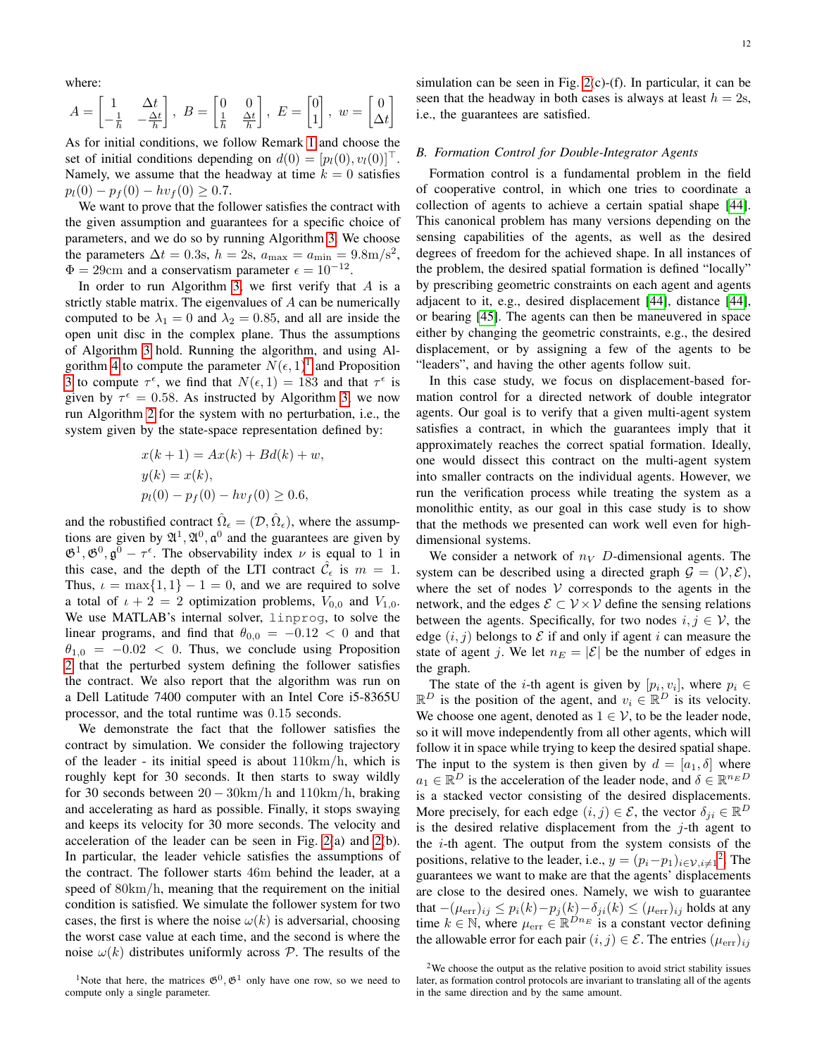where:

$$A = \begin{bmatrix} 1 & \Delta t \\ -\frac{1}{h} & -\frac{\Delta t}{h} \end{bmatrix},\ B = \begin{bmatrix} 0 & 0 \\ \frac{1}{h} & \frac{\Delta t}{h} \end{bmatrix},\ E = \begin{bmatrix} 0 \\ 1 \end{bmatrix},\ w = \begin{bmatrix} 0 \\ \Delta t \end{bmatrix}$$

As for initial conditions, we follow Remark 1 and choose the set of initial conditions depending on $d(0) = [p_l(0), v_l(0)]^\top$. Namely, we assume that the headway at time $k = 0$ satisfies $p_l(0) - p_f(0) - hv_f(0) \geq 0.7$.

We want to prove that the follower satisfies the contract with the given assumption and guarantees for a specific choice of parameters, and we do so by running Algorithm 3. We choose the parameters $\Delta t = 0.3\text{s}$, $h = 2\text{s}$, $a_{\max} = a_{\min} = 9.8\text{m/s}^2$, $\Phi = 29\text{cm}$ and a conservatism parameter $\epsilon = 10^{-12}$.

In order to run Algorithm 3, we first verify that $A$ is a strictly stable matrix. The eigenvalues of $A$ can be numerically computed to be $\lambda_1 = 0$ and $\lambda_2 = 0.85$, and all are inside the open unit disc in the complex plane. Thus the assumptions of Algorithm 3 hold. Running the algorithm, and using Algorithm 4 to compute the parameter $N(\epsilon, 1)$[1] and Proposition 3 to compute $\tau^\epsilon$, we find that $N(\epsilon, 1) = 183$ and that $\tau^\epsilon$ is given by $\tau^\epsilon = 0.58$. As instructed by Algorithm 3, we now run Algorithm 2 for the system with no perturbation, i.e., the system given by the state-space representation defined by:

$$\begin{aligned} x(k+1) &= Ax(k) + Bd(k) + w, \\ y(k) &= x(k), \\ p_l(0) &- p_f(0) - hv_f(0) \geq 0.6, \end{aligned}$$

and the robustified contract $\hat{\Omega}_\epsilon = (\mathcal{D}, \hat{\Omega}_\epsilon)$, where the assumptions are given by $\mathfrak{A}^1, \mathfrak{A}^0, \mathfrak{a}^0$ and the guarantees are given by $\mathfrak{G}^1, \mathfrak{G}^0, \mathfrak{g}^0 - \tau^\epsilon$. The observability index $\nu$ is equal to 1 in this case, and the depth of the LTI contract $\hat{\mathcal{C}}_\epsilon$ is $m = 1$. Thus, $\iota = \max\{1, 1\} - 1 = 0$, and we are required to solve a total of $\iota + 2 = 2$ optimization problems, $V_{0,0}$ and $V_{1,0}$. We use MATLAB's internal solver, `linprog`, to solve the linear programs, and find that $\theta_{0,0} = -0.12 < 0$ and that $\theta_{1,0} = -0.02 < 0$. Thus, we conclude using Proposition 2 that the perturbed system defining the follower satisfies the contract. We also report that the algorithm was run on a Dell Latitude 7400 computer with an Intel Core i5-8365U processor, and the total runtime was 0.15 seconds.

We demonstrate the fact that the follower satisfies the contract by simulation. We consider the following trajectory of the leader - its initial speed is about $110\text{km/h}$, which is roughly kept for 30 seconds. It then starts to sway wildly for 30 seconds between $20 - 30\text{km/h}$ and $110\text{km/h}$, braking and accelerating as hard as possible. Finally, it stops swaying and keeps its velocity for 30 more seconds. The velocity and acceleration of the leader can be seen in Fig. 2(a) and 2(b). In particular, the leader vehicle satisfies the assumptions of the contract. The follower starts $46\text{m}$ behind the leader, at a speed of $80\text{km/h}$, meaning that the requirement on the initial condition is satisfied. We simulate the follower system for two cases, the first is where the noise $\omega(k)$ is adversarial, choosing the worst case value at each time, and the second is where the noise $\omega(k)$ distributes uniformly across $\mathcal{P}$. The results of the simulation can be seen in Fig. 2(c)-(f). In particular, it can be seen that the headway in both cases is always at least $h = 2\text{s}$, i.e., the guarantees are satisfied.

[1]Note that here, the matrices $\mathfrak{G}^0, \mathfrak{G}^1$ only have one row, so we need to compute only a single parameter.

### B. Formation Control for Double-Integrator Agents

Formation control is a fundamental problem in the field of cooperative control, in which one tries to coordinate a collection of agents to achieve a certain spatial shape [44]. This canonical problem has many versions depending on the sensing capabilities of the agents, as well as the desired degrees of freedom for the achieved shape. In all instances of the problem, the desired spatial formation is defined "locally" by prescribing geometric constraints on each agent and agents adjacent to it, e.g., desired displacement [44], distance [44], or bearing [45]. The agents can then be maneuvered in space either by changing the geometric constraints, e.g., the desired displacement, or by assigning a few of the agents to be "leaders", and having the other agents follow suit.

In this case study, we focus on displacement-based formation control for a directed network of double integrator agents. Our goal is to verify that a given multi-agent system satisfies a contract, in which the guarantees imply that it approximately reaches the correct spatial formation. Ideally, one would dissect this contract on the multi-agent system into smaller contracts on the individual agents. However, we run the verification process while treating the system as a monolithic entity, as our goal in this case study is to show that the methods we presented can work well even for high-dimensional systems.

We consider a network of $n_V$ $D$-dimensional agents. The system can be described using a directed graph $\mathcal{G} = (\mathcal{V}, \mathcal{E})$, where the set of nodes $\mathcal{V}$ corresponds to the agents in the network, and the edges $\mathcal{E} \subset \mathcal{V} \times \mathcal{V}$ define the sensing relations between the agents. Specifically, for two nodes $i, j \in \mathcal{V}$, the edge $(i, j)$ belongs to $\mathcal{E}$ if and only if agent $i$ can measure the state of agent $j$. We let $n_E = |\mathcal{E}|$ be the number of edges in the graph.

The state of the $i$-th agent is given by $[p_i, v_i]$, where $p_i \in \mathbb{R}^D$ is the position of the agent, and $v_i \in \mathbb{R}^D$ is its velocity. We choose one agent, denoted as $1 \in \mathcal{V}$, to be the leader node, so it will move independently from all other agents, which will follow it in space while trying to keep the desired spatial shape. The input to the system is then given by $d = [a_1, \delta]$ where $a_1 \in \mathbb{R}^D$ is the acceleration of the leader node, and $\delta \in \mathbb{R}^{n_E D}$ is a stacked vector consisting of the desired displacements. More precisely, for each edge $(i, j) \in \mathcal{E}$, the vector $\delta_{ji} \in \mathbb{R}^D$ is the desired relative displacement from the $j$-th agent to the $i$-th agent. The output from the system consists of the positions, relative to the leader, i.e., $y = (p_i - p_1)_{i \in \mathcal{V}, i \neq 1}$[2]. The guarantees we want to make are that the agents' displacements are close to the desired ones. Namely, we wish to guarantee that $-(\mu_{\text{err}})_{ij} \leq p_i(k) - p_j(k) - \delta_{ji}(k) \leq (\mu_{\text{err}})_{ij}$ holds at any time $k \in \mathbb{N}$, where $\mu_{\text{err}} \in \mathbb{R}^{D n_E}$ is a constant vector defining the allowable error for each pair $(i, j) \in \mathcal{E}$. The entries $(\mu_{\text{err}})_{ij}$

[2]We choose the output as the relative position to avoid strict stability issues later, as formation control protocols are invariant to translating all of the agents in the same direction and by the same amount.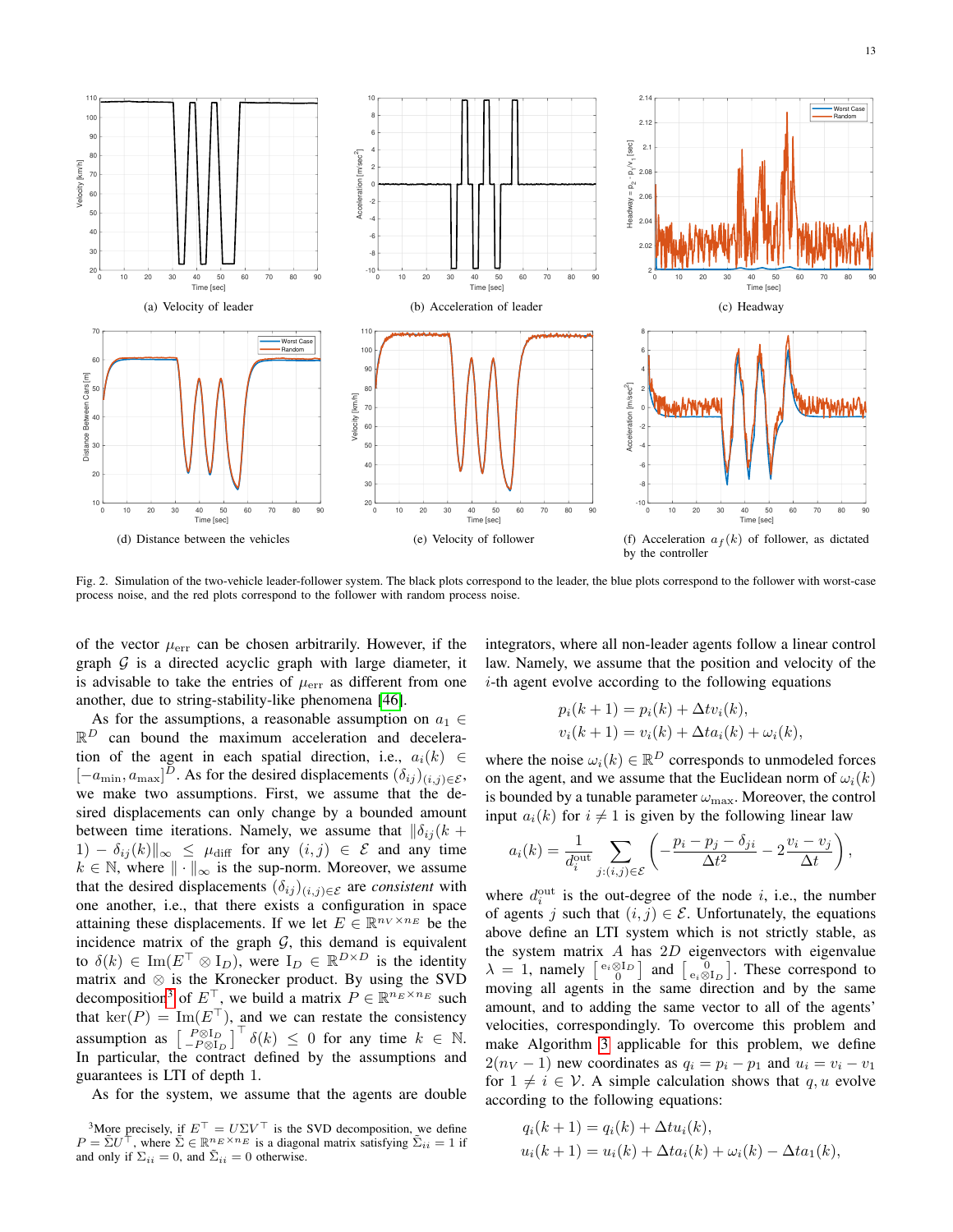(a) Velocity of leader

(b) Acceleration of leader

(c) Headway

(d) Distance between the vehicles

(e) Velocity of follower

(f) Acceleration $a_f(k)$ of follower, as dictated by the controller

Fig. 2. Simulation of the two-vehicle leader-follower system. The black plots correspond to the leader, the blue plots correspond to the follower with worst-case process noise, and the red plots correspond to the follower with random process noise.

of the vector $\mu_{\rm err}$ can be chosen arbitrarily. However, if the graph $\mathcal{G}$ is a directed acyclic graph with large diameter, it is advisable to take the entries of $\mu_{\rm err}$ as different from one another, due to string-stability-like phenomena [46].

As for the assumptions, a reasonable assumption on $a_1 \in \mathbb{R}^D$ can bound the maximum acceleration and deceleration of the agent in each spatial direction, i.e., $a_i(k) \in [-a_{\min}, a_{\max}]^D$. As for the desired displacements $(\delta_{ij})_{(i,j)\in\mathcal{E}}$, we make two assumptions. First, we assume that the desired displacements can only change by a bounded amount between time iterations. Namely, we assume that $\|\delta_{ij}(k+1) - \delta_{ij}(k)\|_\infty \le \mu_{\rm diff}$ for any $(i,j) \in \mathcal{E}$ and any time $k \in \mathbb{N}$, where $\|\cdot\|_\infty$ is the sup-norm. Moreover, we assume that the desired displacements $(\delta_{ij})_{(i,j)\in\mathcal{E}}$ are *consistent* with one another, i.e., that there exists a configuration in space attaining these displacements. If we let $E \in \mathbb{R}^{n_V \times n_E}$ be the incidence matrix of the graph $\mathcal{G}$, this demand is equivalent to $\delta(k) \in {\rm Im}(E^\top \otimes {\rm I}_D)$, were ${\rm I}_D \in \mathbb{R}^{D\times D}$ is the identity matrix and $\otimes$ is the Kronecker product. By using the SVD decomposition[3] of $E^\top$, we build a matrix $P \in \mathbb{R}^{n_E\times n_E}$ such that $\ker(P) = {\rm Im}(E^\top)$, and we can restate the consistency assumption as $\left[\begin{smallmatrix} P\otimes {\rm I}_D \\ -P\otimes {\rm I}_D\end{smallmatrix}\right]^\top \delta(k) \le 0$ for any time $k \in \mathbb{N}$. In particular, the contract defined by the assumptions and guarantees is LTI of depth 1.

As for the system, we assume that the agents are double integrators, where all non-leader agents follow a linear control law. Namely, we assume that the position and velocity of the $i$-th agent evolve according to the following equations

$$p_i(k+1) = p_i(k) + \Delta t v_i(k),$$
$$v_i(k+1) = v_i(k) + \Delta t a_i(k) + \omega_i(k),$$

where the noise $\omega_i(k) \in \mathbb{R}^D$ corresponds to unmodeled forces on the agent, and we assume that the Euclidean norm of $\omega_i(k)$ is bounded by a tunable parameter $\omega_{\max}$. Moreover, the control input $a_i(k)$ for $i \neq 1$ is given by the following linear law

$$a_i(k) = \frac{1}{d_i^{\rm out}} \sum_{j:(i,j)\in\mathcal{E}} \left( -\frac{p_i - p_j - \delta_{ji}}{\Delta t^2} - 2\frac{v_i - v_j}{\Delta t}\right),$$

where $d_i^{\rm out}$ is the out-degree of the node $i$, i.e., the number of agents $j$ such that $(i,j) \in \mathcal{E}$. Unfortunately, the equations above define an LTI system which is not strictly stable, as the system matrix $A$ has $2D$ eigenvectors with eigenvalue $\lambda = 1$, namely $\left[\begin{smallmatrix} e_i\otimes {\rm I}_D \\ 0\end{smallmatrix}\right]$ and $\left[\begin{smallmatrix} 0 \\ e_i\otimes {\rm I}_D\end{smallmatrix}\right]$. These correspond to moving all agents in the same direction and by the same amount, and to adding the same vector to all of the agents' velocities, correspondingly. To overcome this problem and make Algorithm 3 applicable for this problem, we define $2(n_V - 1)$ new coordinates as $q_i = p_i - p_1$ and $u_i = v_i - v_1$ for $1 \neq i \in \mathcal{V}$. A simple calculation shows that $q, u$ evolve according to the following equations:

$$q_i(k+1) = q_i(k) + \Delta t u_i(k),$$
$$u_i(k+1) = u_i(k) + \Delta t a_i(k) + \omega_i(k) - \Delta t a_1(k),$$

[3] More precisely, if $E^\top = U\Sigma V^\top$ is the SVD decomposition, we define $P = \tilde{\Sigma} U^\top$, where $\tilde{\Sigma} \in \mathbb{R}^{n_E\times n_E}$ is a diagonal matrix satisfying $\tilde{\Sigma}_{ii} = 1$ if and only if $\Sigma_{ii} = 0$, and $\tilde{\Sigma}_{ii} = 0$ otherwise.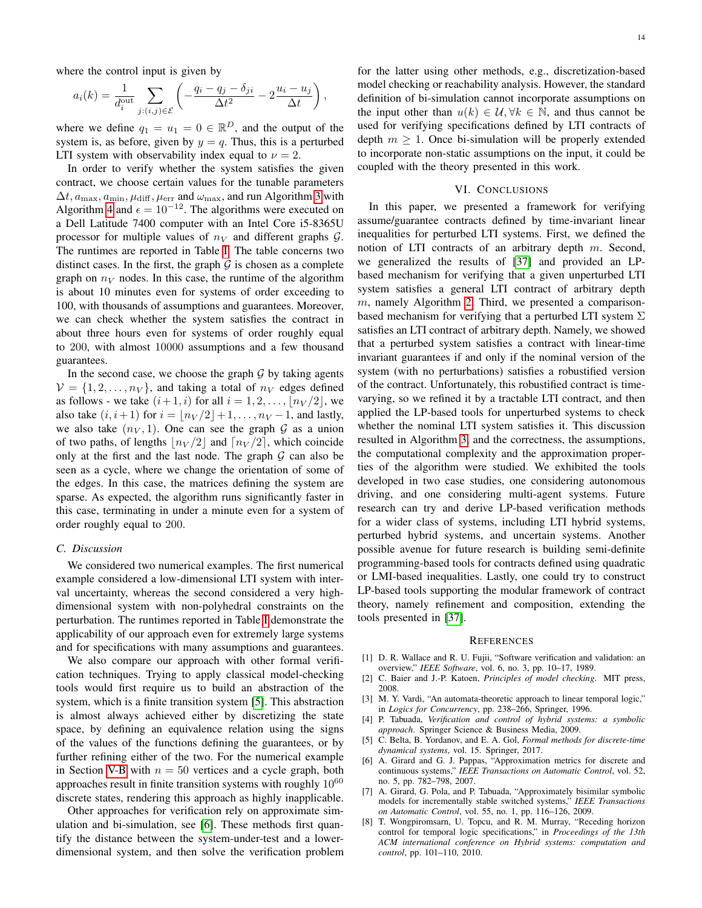where the control input is given by

$$a_i(k) = \frac{1}{d_i^{\text{out}}} \sum_{j:(i,j)\in\mathcal{E}} \left( -\frac{q_i - q_j - \delta_{ji}}{\Delta t^2} - 2\frac{u_i - u_j}{\Delta t} \right),$$

where we define $q_1 = u_1 = 0 \in \mathbb{R}^D$, and the output of the system is, as before, given by $y = q$. Thus, this is a perturbed LTI system with observability index equal to $\nu = 2$.

In order to verify whether the system satisfies the given contract, we choose certain values for the tunable parameters $\Delta t, a_{\max}, a_{\min}, \mu_{\text{diff}}, \mu_{\text{err}}$ and $\omega_{\max}$, and run Algorithm 3 with Algorithm 4 and $\epsilon = 10^{-12}$. The algorithms were executed on a Dell Latitude 7400 computer with an Intel Core i5-8365U processor for multiple values of $n_V$ and different graphs $\mathcal{G}$. The runtimes are reported in Table I. The table concerns two distinct cases. In the first, the graph $\mathcal{G}$ is chosen as a complete graph on $n_V$ nodes. In this case, the runtime of the algorithm is about 10 minutes even for systems of order exceeding to 100, with thousands of assumptions and guarantees. Moreover, we can check whether the system satisfies the contract in about three hours even for systems of order roughly equal to 200, with almost 10000 assumptions and a few thousand guarantees.

In the second case, we choose the graph $\mathcal{G}$ by taking agents $\mathcal{V} = \{1, 2, \ldots, n_V\}$, and taking a total of $n_V$ edges defined as follows - we take $(i+1, i)$ for all $i = 1, 2, \ldots, \lfloor n_V/2 \rfloor$, we also take $(i, i+1)$ for $i = \lfloor n_V/2 \rfloor + 1, \ldots, n_V - 1$, and lastly, we also take $(n_V, 1)$. One can see the graph $\mathcal{G}$ as a union of two paths, of lengths $\lfloor n_V/2 \rfloor$ and $\lceil n_V/2 \rceil$, which coincide only at the first and the last node. The graph $\mathcal{G}$ can also be seen as a cycle, where we change the orientation of some of the edges. In this case, the matrices defining the system are sparse. As expected, the algorithm runs significantly faster in this case, terminating in under a minute even for a system of order roughly equal to 200.

### C. Discussion

We considered two numerical examples. The first numerical example considered a low-dimensional LTI system with interval uncertainty, whereas the second considered a very high-dimensional system with non-polyhedral constraints on the perturbation. The runtimes reported in Table I demonstrate the applicability of our approach even for extremely large systems and for specifications with many assumptions and guarantees.

We also compare our approach with other formal verification techniques. Trying to apply classical model-checking tools would first require us to build an abstraction of the system, which is a finite transition system [5]. This abstraction is almost always achieved either by discretizing the state space, by defining an equivalence relation using the signs of the values of the functions defining the guarantees, or by further refining either of the two. For the numerical example in Section V-B with $n = 50$ vertices and a cycle graph, both approaches result in finite transition systems with roughly $10^{60}$ discrete states, rendering this approach as highly inapplicable.

Other approaches for verification rely on approximate simulation and bi-simulation, see [6]. These methods first quantify the distance between the system-under-test and a lower-dimensional system, and then solve the verification problem for the latter using other methods, e.g., discretization-based model checking or reachability analysis. However, the standard definition of bi-simulation cannot incorporate assumptions on the input other than $u(k) \in \mathcal{U}, \forall k \in \mathbb{N}$, and thus cannot be used for verifying specifications defined by LTI contracts of depth $m \geq 1$. Once bi-simulation will be properly extended to incorporate non-static assumptions on the input, it could be coupled with the theory presented in this work.

## VI. Conclusions

In this paper, we presented a framework for verifying assume/guarantee contracts defined by time-invariant linear inequalities for perturbed LTI systems. First, we defined the notion of LTI contracts of an arbitrary depth $m$. Second, we generalized the results of [37] and provided an LP-based mechanism for verifying that a given unperturbed LTI system satisfies a general LTI contract of arbitrary depth $m$, namely Algorithm 2. Third, we presented a comparison-based mechanism for verifying that a perturbed LTI system $\Sigma$ satisfies an LTI contract of arbitrary depth. Namely, we showed that a perturbed system satisfies a contract with linear-time invariant guarantees if and only if the nominal version of the system (with no perturbations) satisfies a robustified version of the contract. Unfortunately, this robustified contract is time-varying, so we refined it by a tractable LTI contract, and then applied the LP-based tools for unperturbed systems to check whether the nominal LTI system satisfies it. This discussion resulted in Algorithm 3, and the correctness, the assumptions, the computational complexity and the approximation properties of the algorithm were studied. We exhibited the tools developed in two case studies, one considering autonomous driving, and one considering multi-agent systems. Future research can try and derive LP-based verification methods for a wider class of systems, including LTI hybrid systems, perturbed hybrid systems, and uncertain systems. Another possible avenue for future research is building semi-definite programming-based tools for contracts defined using quadratic or LMI-based inequalities. Lastly, one could try to construct LP-based tools supporting the modular framework of contract theory, namely refinement and composition, extending the tools presented in [37].

## References

[1] D. R. Wallace and R. U. Fujii, "Software verification and validation: an overview," *IEEE Software*, vol. 6, no. 3, pp. 10–17, 1989.

[2] C. Baier and J.-P. Katoen, *Principles of model checking*. MIT press, 2008.

[3] M. Y. Vardi, "An automata-theoretic approach to linear temporal logic," in *Logics for Concurrency*, pp. 238–266, Springer, 1996.

[4] P. Tabuada, *Verification and control of hybrid systems: a symbolic approach*. Springer Science & Business Media, 2009.

[5] C. Belta, B. Yordanov, and E. A. Gol, *Formal methods for discrete-time dynamical systems*, vol. 15. Springer, 2017.

[6] A. Girard and G. J. Pappas, "Approximation metrics for discrete and continuous systems," *IEEE Transactions on Automatic Control*, vol. 52, no. 5, pp. 782–798, 2007.

[7] A. Girard, G. Pola, and P. Tabuada, "Approximately bisimilar symbolic models for incrementally stable switched systems," *IEEE Transactions on Automatic Control*, vol. 55, no. 1, pp. 116–126, 2009.

[8] T. Wongpiromsarn, U. Topcu, and R. M. Murray, "Receding horizon control for temporal logic specifications," in *Proceedings of the 13th ACM international conference on Hybrid systems: computation and control*, pp. 101–110, 2010.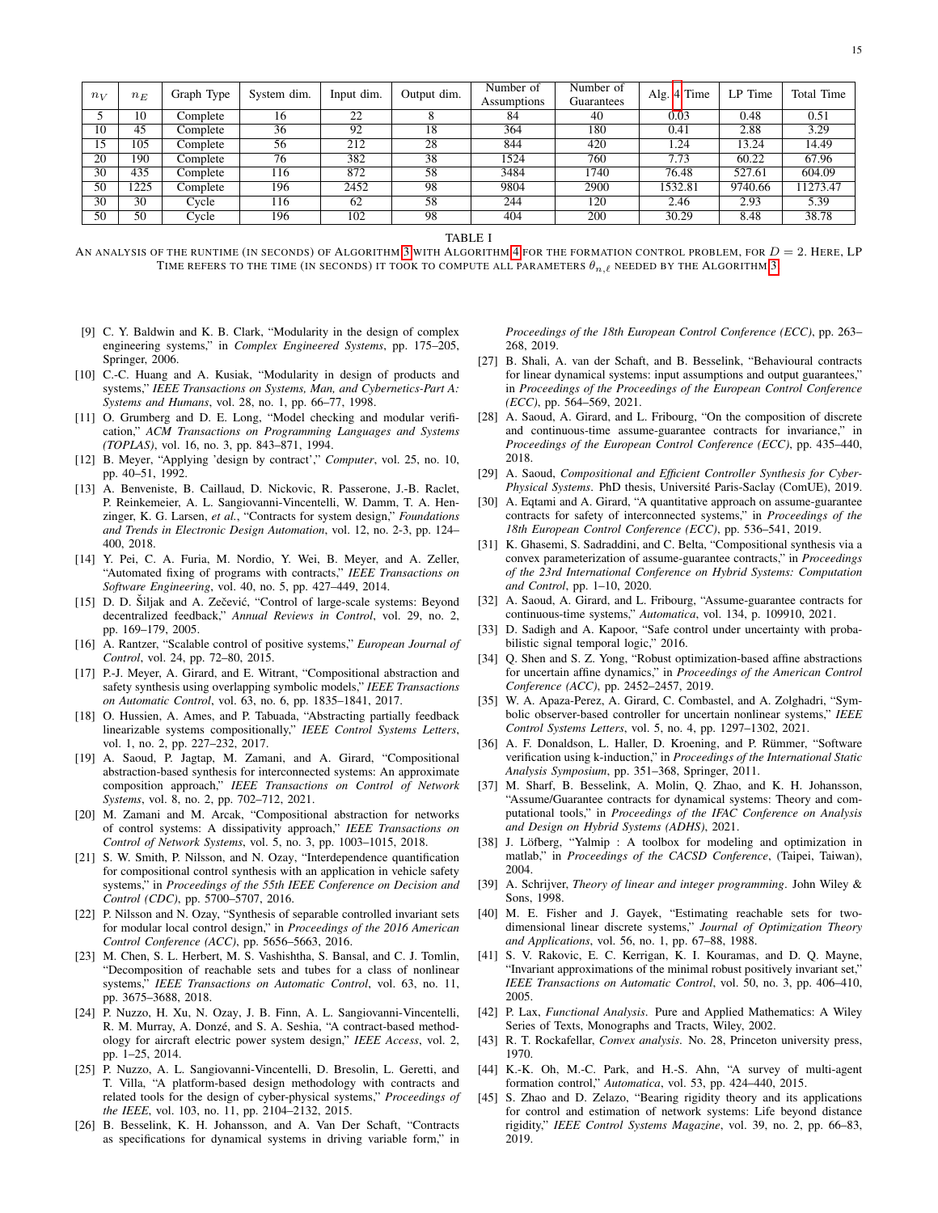| $n_V$ | $n_E$ | Graph Type | System dim. | Input dim. | Output dim. | Number of Assumptions | Number of Guarantees | Alg. 4 Time | LP Time | Total Time |
|---|---|---|---|---|---|---|---|---|---|---|
| 5 | 10 | Complete | 16 | 22 | 8 | 84 | 40 | 0.03 | 0.48 | 0.51 |
| 10 | 45 | Complete | 36 | 92 | 18 | 364 | 180 | 0.41 | 2.88 | 3.29 |
| 15 | 105 | Complete | 56 | 212 | 28 | 844 | 420 | 1.24 | 13.24 | 14.49 |
| 20 | 190 | Complete | 76 | 382 | 38 | 1524 | 760 | 7.73 | 60.22 | 67.96 |
| 30 | 435 | Complete | 116 | 872 | 58 | 3484 | 1740 | 76.48 | 527.61 | 604.09 |
| 50 | 1225 | Complete | 196 | 2452 | 98 | 9804 | 2900 | 1532.81 | 9740.66 | 11273.47 |
| 30 | 30 | Cycle | 116 | 62 | 58 | 244 | 120 | 2.46 | 2.93 | 5.39 |
| 50 | 50 | Cycle | 196 | 102 | 98 | 404 | 200 | 30.29 | 8.48 | 38.78 |

TABLE I

An analysis of the runtime (in seconds) of Algorithm 3 with Algorithm 4 for the formation control problem, for $D = 2$. Here, LP Time refers to the time (in seconds) it took to compute all parameters $\theta_{n,\ell}$ needed by the Algorithm 3.

[9] C. Y. Baldwin and K. B. Clark, "Modularity in the design of complex engineering systems," in *Complex Engineered Systems*, pp. 175–205, Springer, 2006.

[10] C.-C. Huang and A. Kusiak, "Modularity in design of products and systems," *IEEE Transactions on Systems, Man, and Cybernetics-Part A: Systems and Humans*, vol. 28, no. 1, pp. 66–77, 1998.

[11] O. Grumberg and D. E. Long, "Model checking and modular verification," *ACM Transactions on Programming Languages and Systems (TOPLAS)*, vol. 16, no. 3, pp. 843–871, 1994.

[12] B. Meyer, "Applying 'design by contract'," *Computer*, vol. 25, no. 10, pp. 40–51, 1992.

[13] A. Benveniste, B. Caillaud, D. Nickovic, R. Passerone, J.-B. Raclet, P. Reinkemeier, A. L. Sangiovanni-Vincentelli, W. Damm, T. A. Henzinger, K. G. Larsen, *et al.*, "Contracts for system design," *Foundations and Trends in Electronic Design Automation*, vol. 12, no. 2-3, pp. 124–400, 2018.

[14] Y. Pei, C. A. Furia, M. Nordio, Y. Wei, B. Meyer, and A. Zeller, "Automated fixing of programs with contracts," *IEEE Transactions on Software Engineering*, vol. 40, no. 5, pp. 427–449, 2014.

[15] D. D. Šiljak and A. Zečević, "Control of large-scale systems: Beyond decentralized feedback," *Annual Reviews in Control*, vol. 29, no. 2, pp. 169–179, 2005.

[16] A. Rantzer, "Scalable control of positive systems," *European Journal of Control*, vol. 24, pp. 72–80, 2015.

[17] P.-J. Meyer, A. Girard, and E. Witrant, "Compositional abstraction and safety synthesis using overlapping symbolic models," *IEEE Transactions on Automatic Control*, vol. 63, no. 6, pp. 1835–1841, 2017.

[18] O. Hussien, A. Ames, and P. Tabuada, "Abstracting partially feedback linearizable systems compositionally," *IEEE Control Systems Letters*, vol. 1, no. 2, pp. 227–232, 2017.

[19] A. Saoud, P. Jagtap, M. Zamani, and A. Girard, "Compositional abstraction-based synthesis for interconnected systems: An approximate composition approach," *IEEE Transactions on Control of Network Systems*, vol. 8, no. 2, pp. 702–712, 2021.

[20] M. Zamani and M. Arcak, "Compositional abstraction for networks of control systems: A dissipativity approach," *IEEE Transactions on Control of Network Systems*, vol. 5, no. 3, pp. 1003–1015, 2018.

[21] S. W. Smith, P. Nilsson, and N. Ozay, "Interdependence quantification for compositional control synthesis with an application in vehicle safety systems," in *Proceedings of the 55th IEEE Conference on Decision and Control (CDC)*, pp. 5700–5707, 2016.

[22] P. Nilsson and N. Ozay, "Synthesis of separable controlled invariant sets for modular local control design," in *Proceedings of the 2016 American Control Conference (ACC)*, pp. 5656–5663, 2016.

[23] M. Chen, S. L. Herbert, M. S. Vashishtha, S. Bansal, and C. J. Tomlin, "Decomposition of reachable sets and tubes for a class of nonlinear systems," *IEEE Transactions on Automatic Control*, vol. 63, no. 11, pp. 3675–3688, 2018.

[24] P. Nuzzo, H. Xu, N. Ozay, J. B. Finn, A. L. Sangiovanni-Vincentelli, R. M. Murray, A. Donzé, and S. A. Seshia, "A contract-based methodology for aircraft electric power system design," *IEEE Access*, vol. 2, pp. 1–25, 2014.

[25] P. Nuzzo, A. L. Sangiovanni-Vincentelli, D. Bresolin, L. Geretti, and T. Villa, "A platform-based design methodology with contracts and related tools for the design of cyber-physical systems," *Proceedings of the IEEE*, vol. 103, no. 11, pp. 2104–2132, 2015.

[26] B. Besselink, K. H. Johansson, and A. Van Der Schaft, "Contracts as specifications for dynamical systems in driving variable form," in *Proceedings of the 18th European Control Conference (ECC)*, pp. 263–268, 2019.

[27] B. Shali, A. van der Schaft, and B. Besselink, "Behavioural contracts for linear dynamical systems: input assumptions and output guarantees," in *Proceedings of the Proceedings of the European Control Conference (ECC)*, pp. 564–569, 2021.

[28] A. Saoud, A. Girard, and L. Fribourg, "On the composition of discrete and continuous-time assume-guarantee contracts for invariance," in *Proceedings of the European Control Conference (ECC)*, pp. 435–440, 2018.

[29] A. Saoud, *Compositional and Efficient Controller Synthesis for Cyber-Physical Systems*. PhD thesis, Université Paris-Saclay (ComUE), 2019.

[30] A. Eqtami and A. Girard, "A quantitative approach on assume-guarantee contracts for safety of interconnected systems," in *Proceedings of the 18th European Control Conference (ECC)*, pp. 536–541, 2019.

[31] K. Ghasemi, S. Sadraddini, and C. Belta, "Compositional synthesis via a convex parameterization of assume-guarantee contracts," in *Proceedings of the 23rd International Conference on Hybrid Systems: Computation and Control*, pp. 1–10, 2020.

[32] A. Saoud, A. Girard, and L. Fribourg, "Assume-guarantee contracts for continuous-time systems," *Automatica*, vol. 134, p. 109910, 2021.

[33] D. Sadigh and A. Kapoor, "Safe control under uncertainty with probabilistic signal temporal logic," 2016.

[34] Q. Shen and S. Z. Yong, "Robust optimization-based affine abstractions for uncertain affine dynamics," in *Proceedings of the American Control Conference (ACC)*, pp. 2452–2457, 2019.

[35] W. A. Apaza-Perez, A. Girard, C. Combastel, and A. Zolghadri, "Symbolic observer-based controller for uncertain nonlinear systems," *IEEE Control Systems Letters*, vol. 5, no. 4, pp. 1297–1302, 2021.

[36] A. F. Donaldson, L. Haller, D. Kroening, and P. Rümmer, "Software verification using k-induction," in *Proceedings of the International Static Analysis Symposium*, pp. 351–368, Springer, 2011.

[37] M. Sharf, B. Besselink, A. Molin, Q. Zhao, and K. H. Johansson, "Assume/Guarantee contracts for dynamical systems: Theory and computational tools," in *Proceedings of the IFAC Conference on Analysis and Design on Hybrid Systems (ADHS)*, 2021.

[38] J. Löfberg, "Yalmip : A toolbox for modeling and optimization in matlab," in *Proceedings of the CACSD Conference*, (Taipei, Taiwan), 2004.

[39] A. Schrijver, *Theory of linear and integer programming*. John Wiley & Sons, 1998.

[40] M. E. Fisher and J. Gayek, "Estimating reachable sets for two-dimensional linear discrete systems," *Journal of Optimization Theory and Applications*, vol. 56, no. 1, pp. 67–88, 1988.

[41] S. V. Rakovic, E. C. Kerrigan, K. I. Kouramas, and D. Q. Mayne, "Invariant approximations of the minimal robust positively invariant set," *IEEE Transactions on Automatic Control*, vol. 50, no. 3, pp. 406–410, 2005.

[42] P. Lax, *Functional Analysis*. Pure and Applied Mathematics: A Wiley Series of Texts, Monographs and Tracts, Wiley, 2002.

[43] R. T. Rockafellar, *Convex analysis*. No. 28, Princeton university press, 1970.

[44] K.-K. Oh, M.-C. Park, and H.-S. Ahn, "A survey of multi-agent formation control," *Automatica*, vol. 53, pp. 424–440, 2015.

[45] S. Zhao and D. Zelazo, "Bearing rigidity theory and its applications for control and estimation of network systems: Life beyond distance rigidity," *IEEE Control Systems Magazine*, vol. 39, no. 2, pp. 66–83, 2019.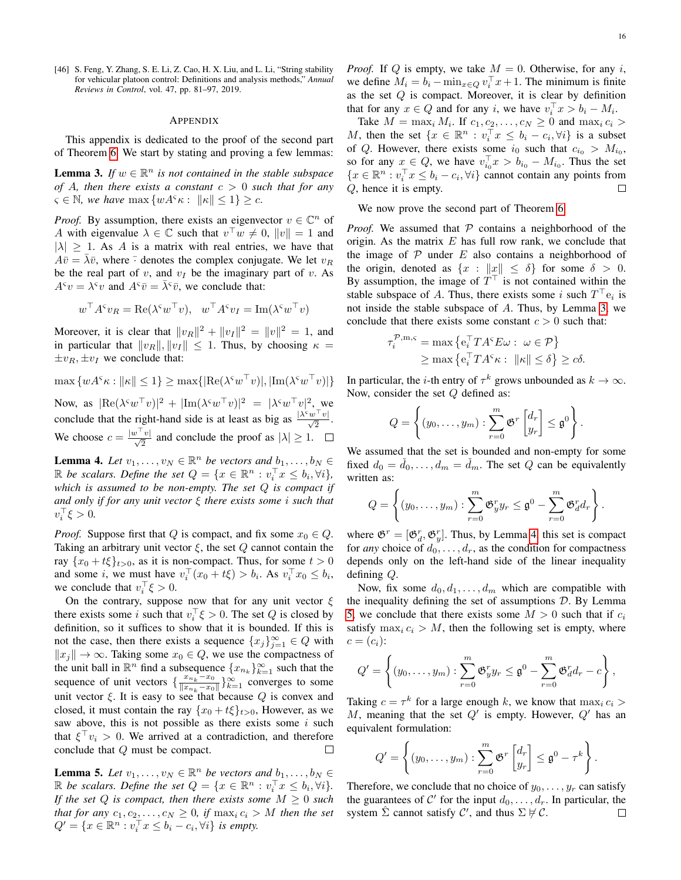[46] S. Feng, Y. Zhang, S. E. Li, Z. Cao, H. X. Liu, and L. Li, "String stability for vehicular platoon control: Definitions and analysis methods," *Annual Reviews in Control*, vol. 47, pp. 81–97, 2019.

## Appendix

This appendix is dedicated to the proof of the second part of Theorem 6. We start by stating and proving a few lemmas:

**Lemma 3.** *If $w \in \mathbb{R}^n$ is not contained in the stable subspace of $A$, then there exists a constant $c > 0$ such that for any $\varsigma \in \mathbb{N}$, we have $\max\{wA^\varsigma \kappa : \|\kappa\| \le 1\} \ge c$.*

*Proof.* By assumption, there exists an eigenvector $v \in \mathbb{C}^n$ of $A$ with eigenvalue $\lambda \in \mathbb{C}$ such that $v^\top w \neq 0$, $\|v\| = 1$ and $|\lambda| \ge 1$. As $A$ is a matrix with real entries, we have that $A\bar{v} = \bar{\lambda}\bar{v}$, where $\bar{\cdot}$ denotes the complex conjugate. We let $v_R$ be the real part of $v$, and $v_I$ be the imaginary part of $v$. As $A^\varsigma v = \lambda^\varsigma v$ and $A^\varsigma \bar{v} = \bar{\lambda}^\varsigma \bar{v}$, we conclude that:

$$w^\top A^\varsigma v_R = \mathrm{Re}(\lambda^\varsigma w^\top v), \quad w^\top A^\varsigma v_I = \mathrm{Im}(\lambda^\varsigma w^\top v)$$

Moreover, it is clear that $\|v_R\|^2 + \|v_I\|^2 = \|v\|^2 = 1$, and in particular that $\|v_R\|, \|v_I\| \le 1$. Thus, by choosing $\kappa = \pm v_R, \pm v_I$ we conclude that:

$$\max\{wA^\varsigma \kappa : \|\kappa\| \le 1\} \ge \max\{|\mathrm{Re}(\lambda^\varsigma w^\top v)|, |\mathrm{Im}(\lambda^\varsigma w^\top v)|\}$$

Now, as $|\mathrm{Re}(\lambda^\varsigma w^\top v)|^2 + |\mathrm{Im}(\lambda^\varsigma w^\top v)|^2 = |\lambda^\varsigma w^\top v|^2$, we conclude that the right-hand side is at least as big as $\frac{|\lambda^\varsigma w^\top v|}{\sqrt{2}}$. We choose $c = \frac{|w^\top v|}{\sqrt{2}}$ and conclude the proof as $|\lambda| \ge 1$. $\square$

**Lemma 4.** *Let $v_1, \ldots, v_N \in \mathbb{R}^n$ be vectors and $b_1, \ldots, b_N \in \mathbb{R}$ be scalars. Define the set $Q = \{x \in \mathbb{R}^n : v_i^\top x \le b_i, \forall i\}$, which is assumed to be non-empty. The set $Q$ is compact if and only if for any unit vector $\xi$ there exists some $i$ such that $v_i^\top \xi > 0$.*

*Proof.* Suppose first that $Q$ is compact, and fix some $x_0 \in Q$. Taking an arbitrary unit vector $\xi$, the set $Q$ cannot contain the ray $\{x_0 + t\xi\}_{t>0}$, as it is non-compact. Thus, for some $t > 0$ and some $i$, we must have $v_i^\top(x_0 + t\xi) > b_i$. As $v_i^\top x_0 \le b_i$, we conclude that $v_i^\top \xi > 0$.

On the contrary, suppose now that for any unit vector $\xi$ there exists some $i$ such that $v_i^\top \xi > 0$. The set $Q$ is closed by definition, so it suffices to show that it is bounded. If this is not the case, then there exists a sequence $\{x_j\}_{j=1}^\infty \in Q$ with $\|x_j\| \to \infty$. Taking some $x_0 \in Q$, we use the compactness of the unit ball in $\mathbb{R}^n$ find a subsequence $\{x_{n_k}\}_{k=1}^\infty$ such that the sequence of unit vectors $\{\frac{x_{n_k} - x_0}{\|x_{n_k} - x_0\|}\}_{k=1}^\infty$ converges to some unit vector $\xi$. It is easy to see that because $Q$ is convex and closed, it must contain the ray $\{x_0 + t\xi\}_{t>0}$, However, as we saw above, this is not possible as there exists some $i$ such that $\xi^\top v_i > 0$. We arrived at a contradiction, and therefore conclude that $Q$ must be compact. $\square$

**Lemma 5.** *Let $v_1, \ldots, v_N \in \mathbb{R}^n$ be vectors and $b_1, \ldots, b_N \in \mathbb{R}$ be scalars. Define the set $Q = \{x \in \mathbb{R}^n : v_i^\top x \le b_i, \forall i\}$. If the set $Q$ is compact, then there exists some $M \ge 0$ such that for any $c_1, c_2, \ldots, c_N \ge 0$, if $\max_i c_i > M$ then the set $Q' = \{x \in \mathbb{R}^n : v_i^\top x \le b_i - c_i, \forall i\}$ is empty.*

*Proof.* If $Q$ is empty, we take $M = 0$. Otherwise, for any $i$, we define $M_i = b_i - \min_{x \in Q} v_i^\top x + 1$. The minimum is finite as the set $Q$ is compact. Moreover, it is clear by definition that for any $x \in Q$ and for any $i$, we have $v_i^\top x > b_i - M_i$.

Take $M = \max_i M_i$. If $c_1, c_2, \ldots, c_N \ge 0$ and $\max_i c_i > M$, then the set $\{x \in \mathbb{R}^n : v_i^\top x \le b_i - c_i, \forall i\}$ is a subset of $Q$. However, there exists some $i_0$ such that $c_{i_0} > M_{i_0}$, so for any $x \in Q$, we have $v_{i_0}^\top x > b_{i_0} - M_{i_0}$. Thus the set $\{x \in \mathbb{R}^n : v_i^\top x \le b_i - c_i, \forall i\}$ cannot contain any points from $Q$, hence it is empty. $\square$

We now prove the second part of Theorem 6.

*Proof.* We assumed that $\mathcal{P}$ contains a neighborhood of the origin. As the matrix $E$ has full row rank, we conclude that the image of $\mathcal{P}$ under $E$ also contains a neighborhood of the origin, denoted as $\{x : \|x\| \le \delta\}$ for some $\delta > 0$. By assumption, the image of $T^\top$ is not contained within the stable subspace of $A$. Thus, there exists some $i$ such $T^\top \mathrm{e}_i$ is not inside the stable subspace of $A$. Thus, by Lemma 3, we conclude that there exists some constant $c > 0$ such that:

$$\begin{aligned}\tau_i^{\mathcal{P},\mathrm{m},\varsigma} &= \max\{\mathrm{e}_i^\top T A^\varsigma E \omega : \omega \in \mathcal{P}\} \\ &\ge \max\{\mathrm{e}_i^\top T A^\varsigma \kappa : \|\kappa\| \le \delta\} \ge c\delta.\end{aligned}$$

In particular, the $i$-th entry of $\tau^k$ grows unbounded as $k \to \infty$. Now, consider the set $Q$ defined as:

$$Q = \left\{(y_0, \ldots, y_m) : \sum_{r=0}^m \mathfrak{G}^r \begin{bmatrix} d_r \\ y_r \end{bmatrix} \le \mathfrak{g}^0 \right\}.$$

We assumed that the set is bounded and non-empty for some fixed $d_0 = \check{d}_0, \ldots, d_m = \check{d}_m$. The set $Q$ can be equivalently written as:

$$Q = \left\{(y_0, \ldots, y_m) : \sum_{r=0}^m \mathfrak{G}_y^r y_r \le \mathfrak{g}^0 - \sum_{r=0}^m \mathfrak{G}_d^r d_r \right\}.$$

where $\mathfrak{G}^r = [\mathfrak{G}_d^r, \mathfrak{G}_y^r]$. Thus, by Lemma 4, this set is compact for *any* choice of $d_0, \ldots, d_r$, as the condition for compactness depends only on the left-hand side of the linear inequality defining $Q$.

Now, fix some $d_0, d_1, \ldots, d_m$ which are compatible with the inequality defining the set of assumptions $\mathcal{D}$. By Lemma 5, we conclude that there exists some $M > 0$ such that if $c_i$ satisfy $\max_i c_i > M$, then the following set is empty, where $c = (c_i)$:

$$Q' = \left\{(y_0, \ldots, y_m) : \sum_{r=0}^m \mathfrak{G}_y^r y_r \le \mathfrak{g}^0 - \sum_{r=0}^m \mathfrak{G}_d^r d_r - c \right\},$$

Taking $c = \tau^k$ for a large enough $k$, we know that $\max_i c_i > M$, meaning that the set $Q'$ is empty. However, $Q'$ has an equivalent formulation:

$$Q' = \left\{(y_0, \ldots, y_m) : \sum_{r=0}^m \mathfrak{G}^r \begin{bmatrix} d_r \\ y_r \end{bmatrix} \le \mathfrak{g}^0 - \tau^k \right\}.$$

Therefore, we conclude that no choice of $y_0, \ldots, y_r$ can satisfy the guarantees of $\mathcal{C}'$ for the input $d_0, \ldots, d_r$. In particular, the system $\hat{\Sigma}$ cannot satisfy $\mathcal{C}'$, and thus $\Sigma \not\vDash \mathcal{C}$. $\square$